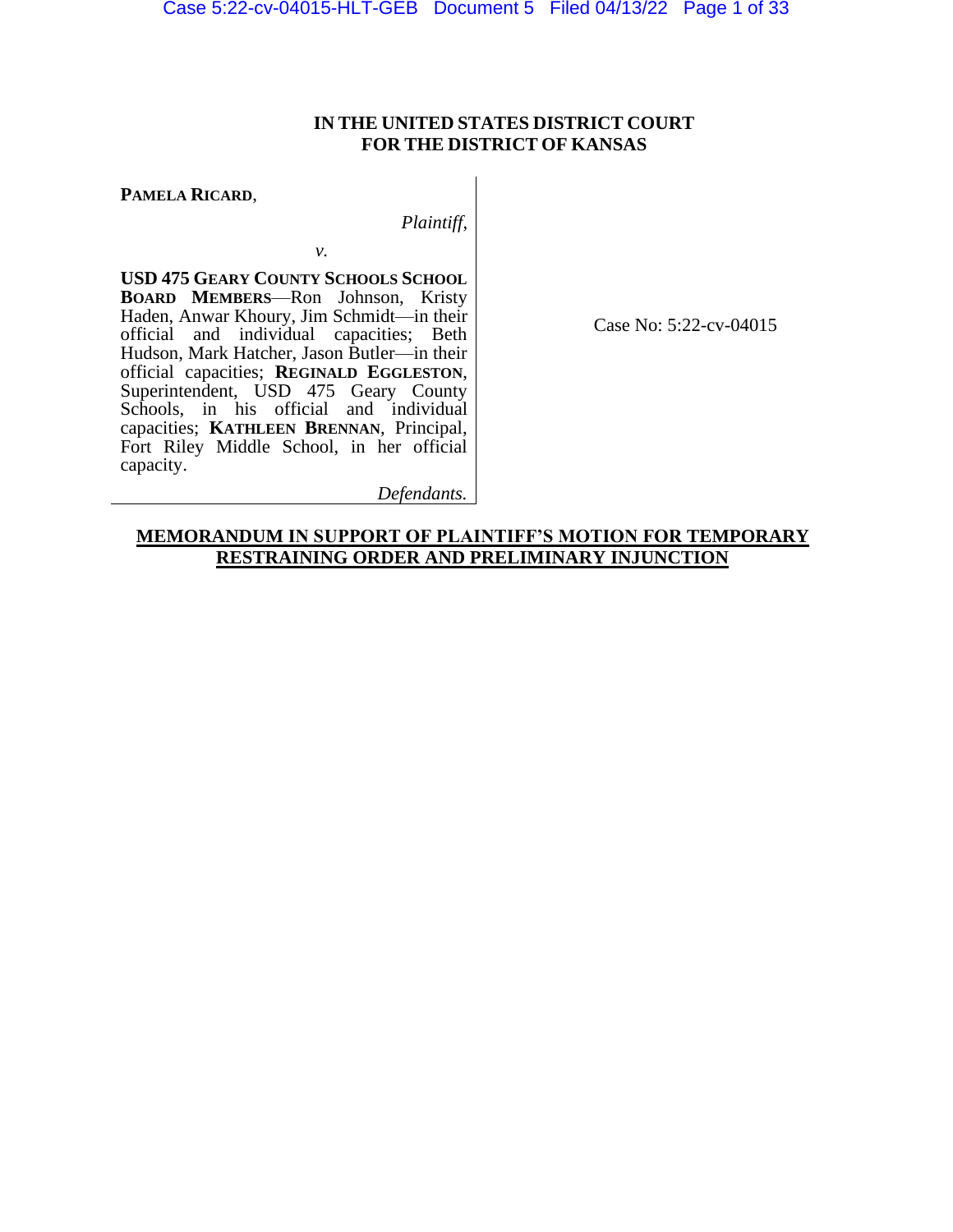**IN THE UNITED STATES DISTRICT COURT**
**FOR THE DISTRICT OF KANSAS**

**PAMELA RICARD**,

*Plaintiff*,

*v.*

**USD 475 GEARY COUNTY SCHOOLS SCHOOL BOARD MEMBERS**—Ron Johnson, Kristy Haden, Anwar Khoury, Jim Schmidt—in their official and individual capacities; Beth Hudson, Mark Hatcher, Jason Butler—in their official capacities; **REGINALD EGGLESTON**, Superintendent, USD 475 Geary County Schools, in his official and individual capacities; **KATHLEEN BRENNAN**, Principal, Fort Riley Middle School, in her official capacity.

*Defendants.*

Case No: 5:22-cv-04015

**MEMORANDUM IN SUPPORT OF PLAINTIFF'S MOTION FOR TEMPORARY RESTRAINING ORDER AND PRELIMINARY INJUNCTION**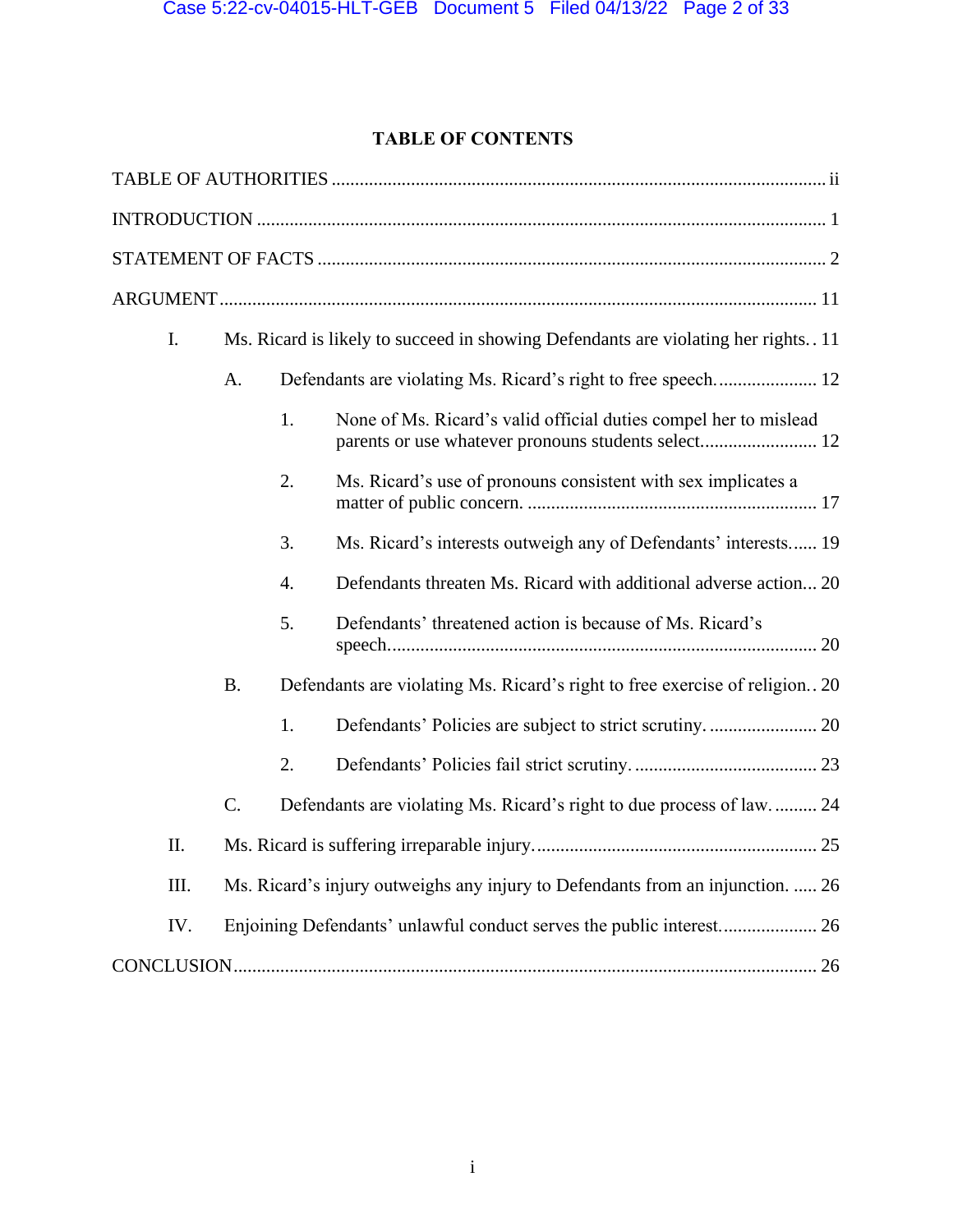## TABLE OF CONTENTS

TABLE OF AUTHORITIES ........................................................................................................ ii

INTRODUCTION ........................................................................................................................ 1

STATEMENT OF FACTS ............................................................................................................ 2

ARGUMENT ............................................................................................................................... 11

I. Ms. Ricard is likely to succeed in showing Defendants are violating her rights. . 11

  A. Defendants are violating Ms. Ricard's right to free speech. ..................... 12

    1. None of Ms. Ricard's valid official duties compel her to mislead parents or use whatever pronouns students select......................... 12

    2. Ms. Ricard's use of pronouns consistent with sex implicates a matter of public concern. ............................................................. 17

    3. Ms. Ricard's interests outweigh any of Defendants' interests...... 19

    4. Defendants threaten Ms. Ricard with additional adverse action... 20

    5. Defendants' threatened action is because of Ms. Ricard's speech.......................................................................................... 20

  B. Defendants are violating Ms. Ricard's right to free exercise of religion. . 20

    1. Defendants' Policies are subject to strict scrutiny. ....................... 20

    2. Defendants' Policies fail strict scrutiny. ....................................... 23

  C. Defendants are violating Ms. Ricard's right to due process of law. ......... 24

II. Ms. Ricard is suffering irreparable injury. ........................................................... 25

III. Ms. Ricard's injury outweighs any injury to Defendants from an injunction. ..... 26

IV. Enjoining Defendants' unlawful conduct serves the public interest. .................... 26

CONCLUSION ........................................................................................................................... 26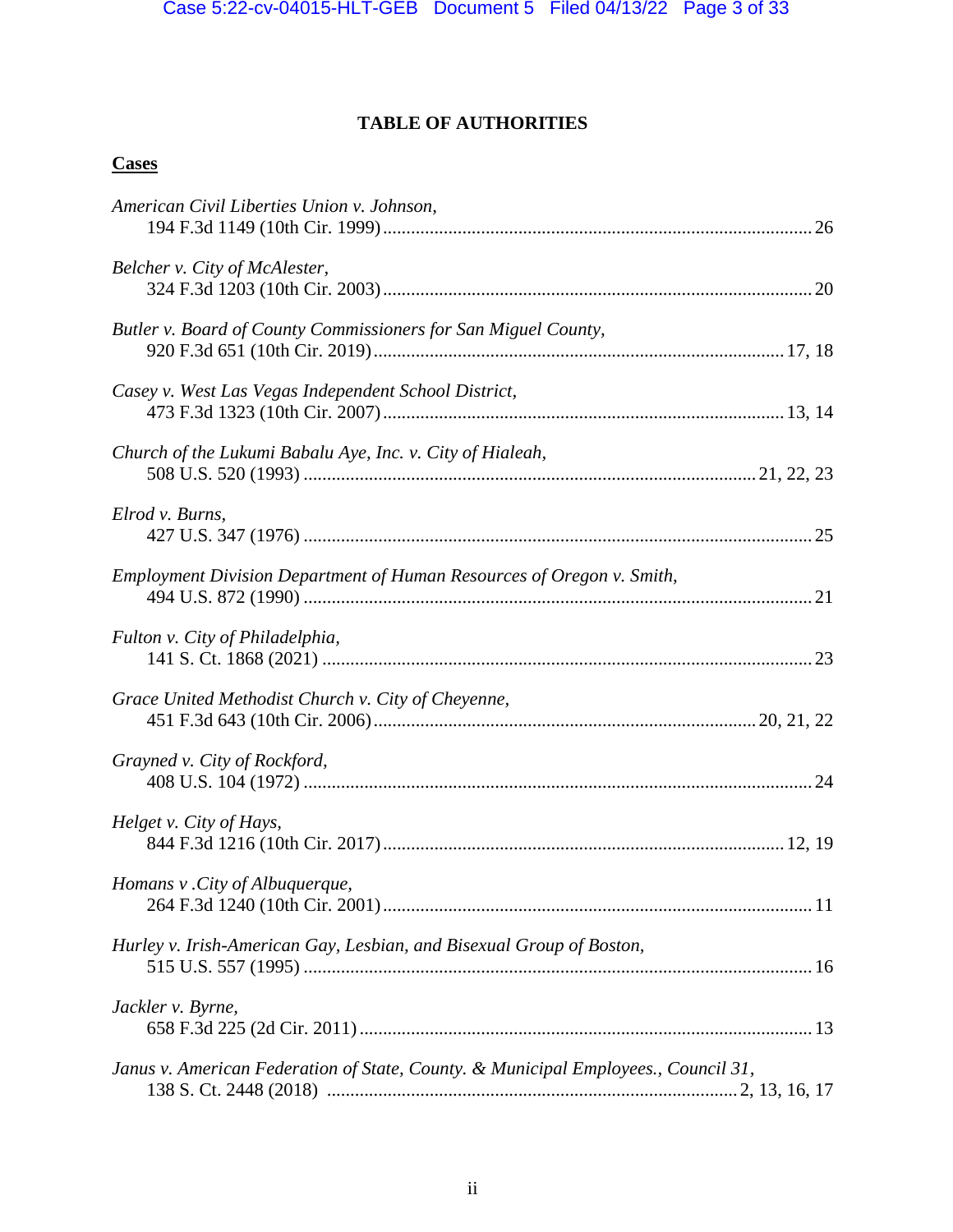## TABLE OF AUTHORITIES

**Cases**

*American Civil Liberties Union v. Johnson*,
194 F.3d 1149 (10th Cir. 1999) ........................................................................................... 26

*Belcher v. City of McAlester*,
324 F.3d 1203 (10th Cir. 2003) ........................................................................................... 20

*Butler v. Board of County Commissioners for San Miguel County*,
920 F.3d 651 (10th Cir. 2019) ....................................................................................... 17, 18

*Casey v. West Las Vegas Independent School District*,
473 F.3d 1323 (10th Cir. 2007) ..................................................................................... 13, 14

*Church of the Lukumi Babalu Aye, Inc. v. City of Hialeah*,
508 U.S. 520 (1993) ................................................................................................ 21, 22, 23

*Elrod v. Burns*,
427 U.S. 347 (1976) ............................................................................................................. 25

*Employment Division Department of Human Resources of Oregon v. Smith*,
494 U.S. 872 (1990) ............................................................................................................. 21

*Fulton v. City of Philadelphia*,
141 S. Ct. 1868 (2021) ......................................................................................................... 23

*Grace United Methodist Church v. City of Cheyenne*,
451 F.3d 643 (10th Cir. 2006) ................................................................................. 20, 21, 22

*Grayned v. City of Rockford*,
408 U.S. 104 (1972) ............................................................................................................. 24

*Helget v. City of Hays*,
844 F.3d 1216 (10th Cir. 2017) ..................................................................................... 12, 19

*Homans v .City of Albuquerque*,
264 F.3d 1240 (10th Cir. 2001) ........................................................................................... 11

*Hurley v. Irish-American Gay, Lesbian, and Bisexual Group of Boston*,
515 U.S. 557 (1995) ............................................................................................................. 16

*Jackler v. Byrne*,
658 F.3d 225 (2d Cir. 2011) ................................................................................................ 13

*Janus v. American Federation of State, County. & Municipal Employees., Council 31*,
138 S. Ct. 2448 (2018) ....................................................................................... 2, 13, 16, 17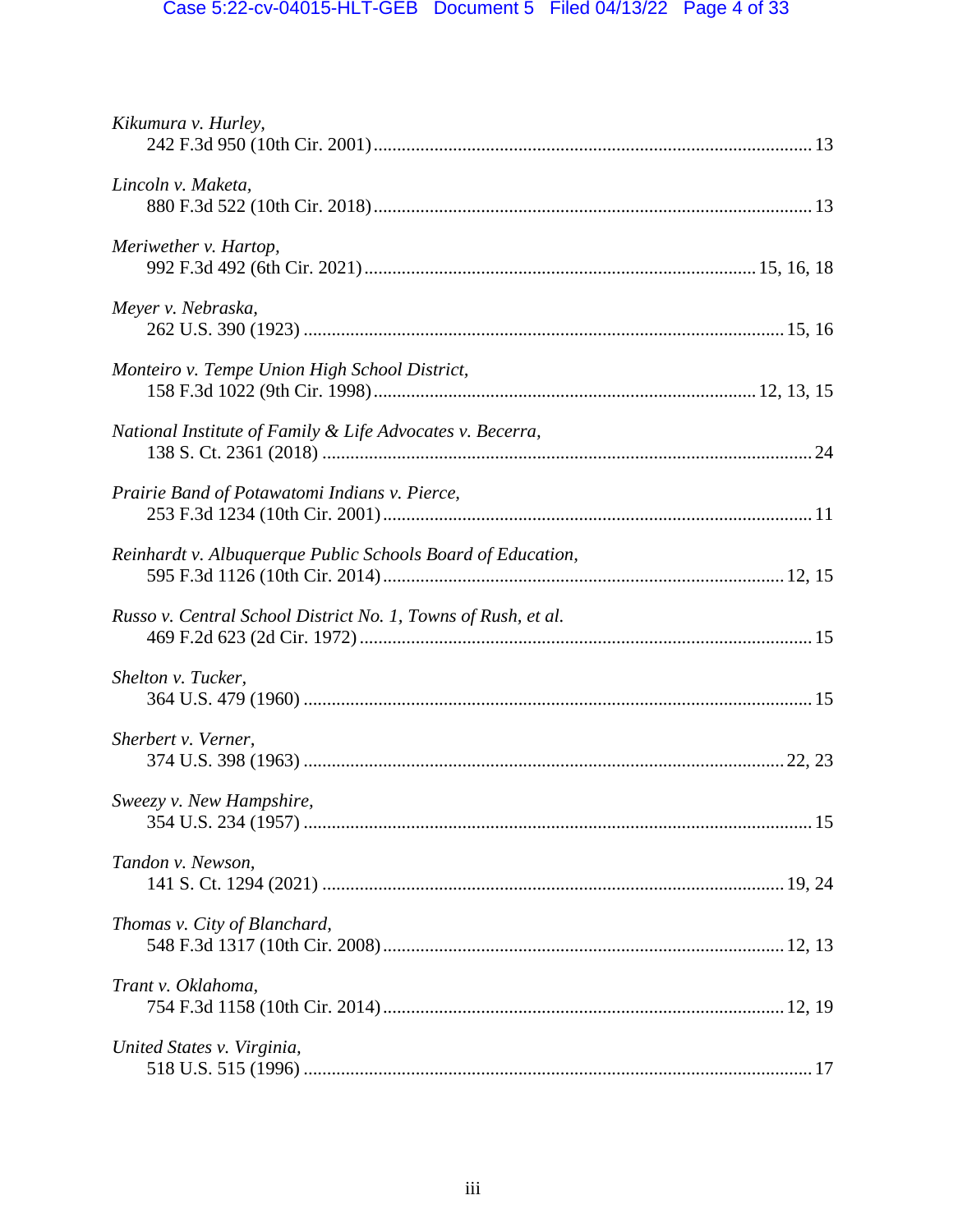*Kikumura v. Hurley*,
242 F.3d 950 (10th Cir. 2001) .......................................................................................... 13

*Lincoln v. Maketa*,
880 F.3d 522 (10th Cir. 2018) .......................................................................................... 13

*Meriwether v. Hartop*,
992 F.3d 492 (6th Cir. 2021) ..................................................................................... 15, 16, 18

*Meyer v. Nebraska*,
262 U.S. 390 (1923) ...................................................................................................... 15, 16

*Monteiro v. Tempe Union High School District*,
158 F.3d 1022 (9th Cir. 1998) ................................................................................. 12, 13, 15

*National Institute of Family & Life Advocates v. Becerra*,
138 S. Ct. 2361 (2018) ........................................................................................................ 24

*Prairie Band of Potawatomi Indians v. Pierce*,
253 F.3d 1234 (10th Cir. 2001) .......................................................................................... 11

*Reinhardt v. Albuquerque Public Schools Board of Education*,
595 F.3d 1126 (10th Cir. 2014) ..................................................................................... 12, 15

*Russo v. Central School District No. 1, Towns of Rush, et al.*
469 F.2d 623 (2d Cir. 1972) ............................................................................................... 15

*Shelton v. Tucker*,
364 U.S. 479 (1960) ........................................................................................................... 15

*Sherbert v. Verner*,
374 U.S. 398 (1963) ...................................................................................................... 22, 23

*Sweezy v. New Hampshire*,
354 U.S. 234 (1957) ........................................................................................................... 15

*Tandon v. Newson*,
141 S. Ct. 1294 (2021) .................................................................................................. 19, 24

*Thomas v. City of Blanchard*,
548 F.3d 1317 (10th Cir. 2008) ..................................................................................... 12, 13

*Trant v. Oklahoma*,
754 F.3d 1158 (10th Cir. 2014) ..................................................................................... 12, 19

*United States v. Virginia*,
518 U.S. 515 (1996) ........................................................................................................... 17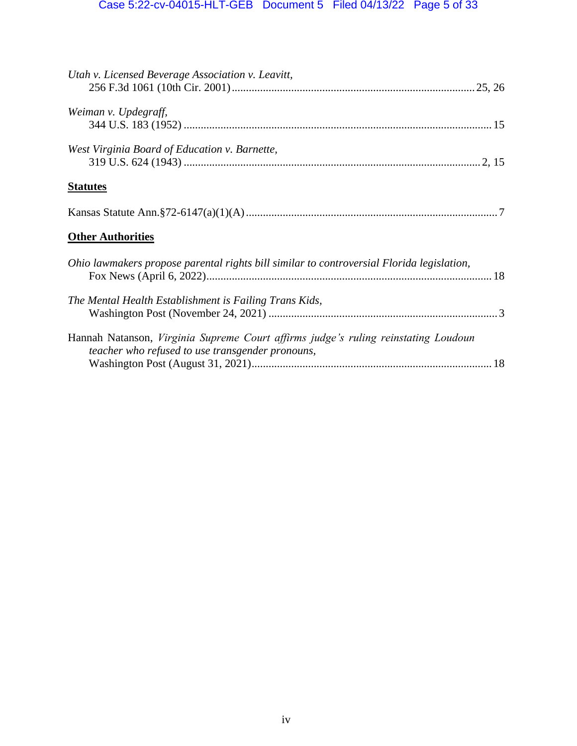*Utah v. Licensed Beverage Association v. Leavitt*,
256 F.3d 1061 (10th Cir. 2001)........................................................................................ 25, 26

*Weiman v. Updegraff*,
344 U.S. 183 (1952) .............................................................................................................. 15

*West Virginia Board of Education v. Barnette*,
319 U.S. 624 (1943) .......................................................................................................... 2, 15

**Statutes**

Kansas Statute Ann.§72-6147(a)(1)(A) ........................................................................................ 7

**Other Authorities**

*Ohio lawmakers propose parental rights bill similar to controversial Florida legislation*,
Fox News (April 6, 2022)..................................................................................................... 18

*The Mental Health Establishment is Failing Trans Kids*,
Washington Post (November 24, 2021) ................................................................................. 3

Hannah Natanson, *Virginia Supreme Court affirms judge's ruling reinstating Loudoun teacher who refused to use transgender pronouns*,
Washington Post (August 31, 2021)..................................................................................... 18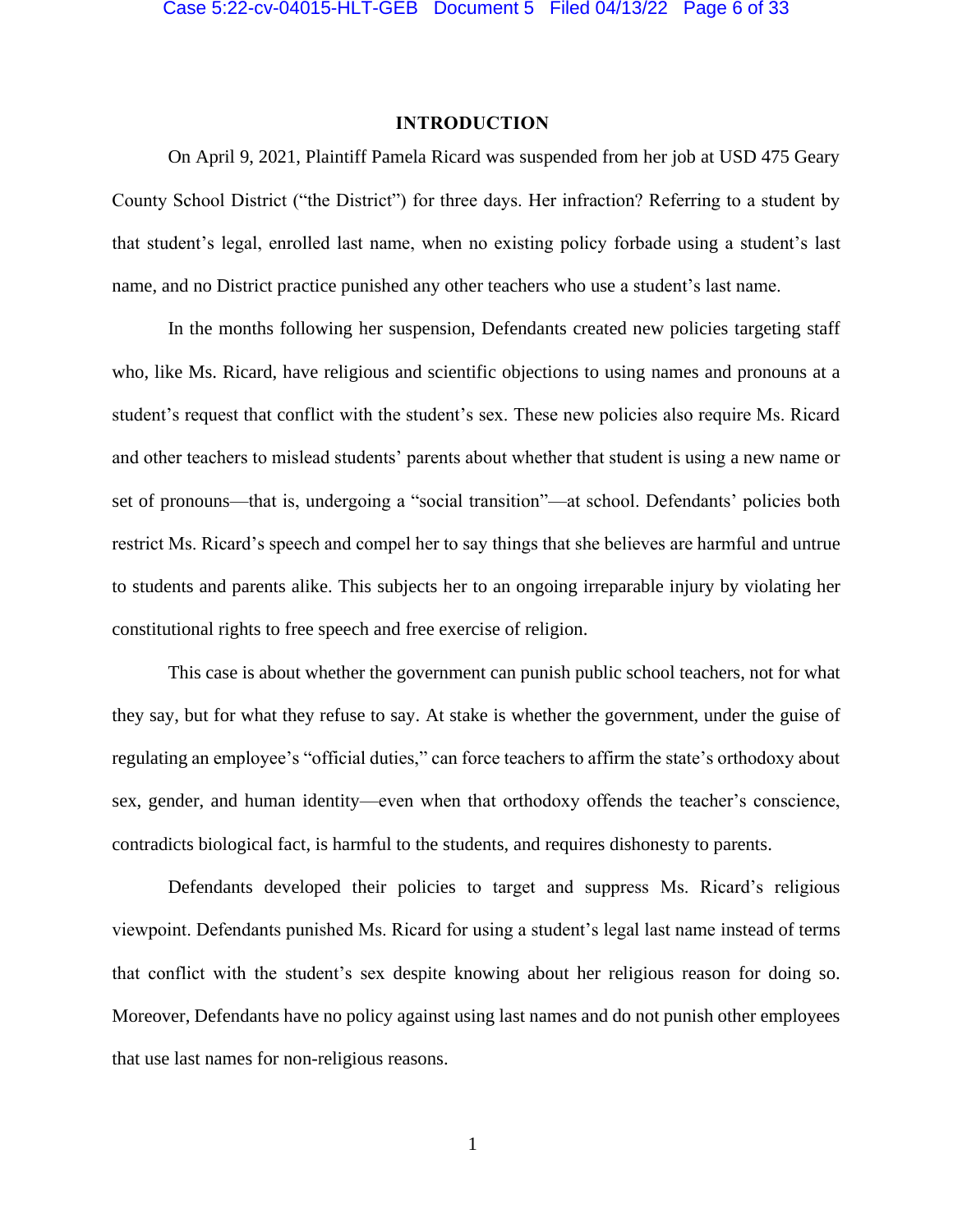# INTRODUCTION

On April 9, 2021, Plaintiff Pamela Ricard was suspended from her job at USD 475 Geary County School District ("the District") for three days. Her infraction? Referring to a student by that student's legal, enrolled last name, when no existing policy forbade using a student's last name, and no District practice punished any other teachers who use a student's last name.

In the months following her suspension, Defendants created new policies targeting staff who, like Ms. Ricard, have religious and scientific objections to using names and pronouns at a student's request that conflict with the student's sex. These new policies also require Ms. Ricard and other teachers to mislead students' parents about whether that student is using a new name or set of pronouns—that is, undergoing a "social transition"—at school. Defendants' policies both restrict Ms. Ricard's speech and compel her to say things that she believes are harmful and untrue to students and parents alike. This subjects her to an ongoing irreparable injury by violating her constitutional rights to free speech and free exercise of religion.

This case is about whether the government can punish public school teachers, not for what they say, but for what they refuse to say. At stake is whether the government, under the guise of regulating an employee's "official duties," can force teachers to affirm the state's orthodoxy about sex, gender, and human identity—even when that orthodoxy offends the teacher's conscience, contradicts biological fact, is harmful to the students, and requires dishonesty to parents.

Defendants developed their policies to target and suppress Ms. Ricard's religious viewpoint. Defendants punished Ms. Ricard for using a student's legal last name instead of terms that conflict with the student's sex despite knowing about her religious reason for doing so. Moreover, Defendants have no policy against using last names and do not punish other employees that use last names for non-religious reasons.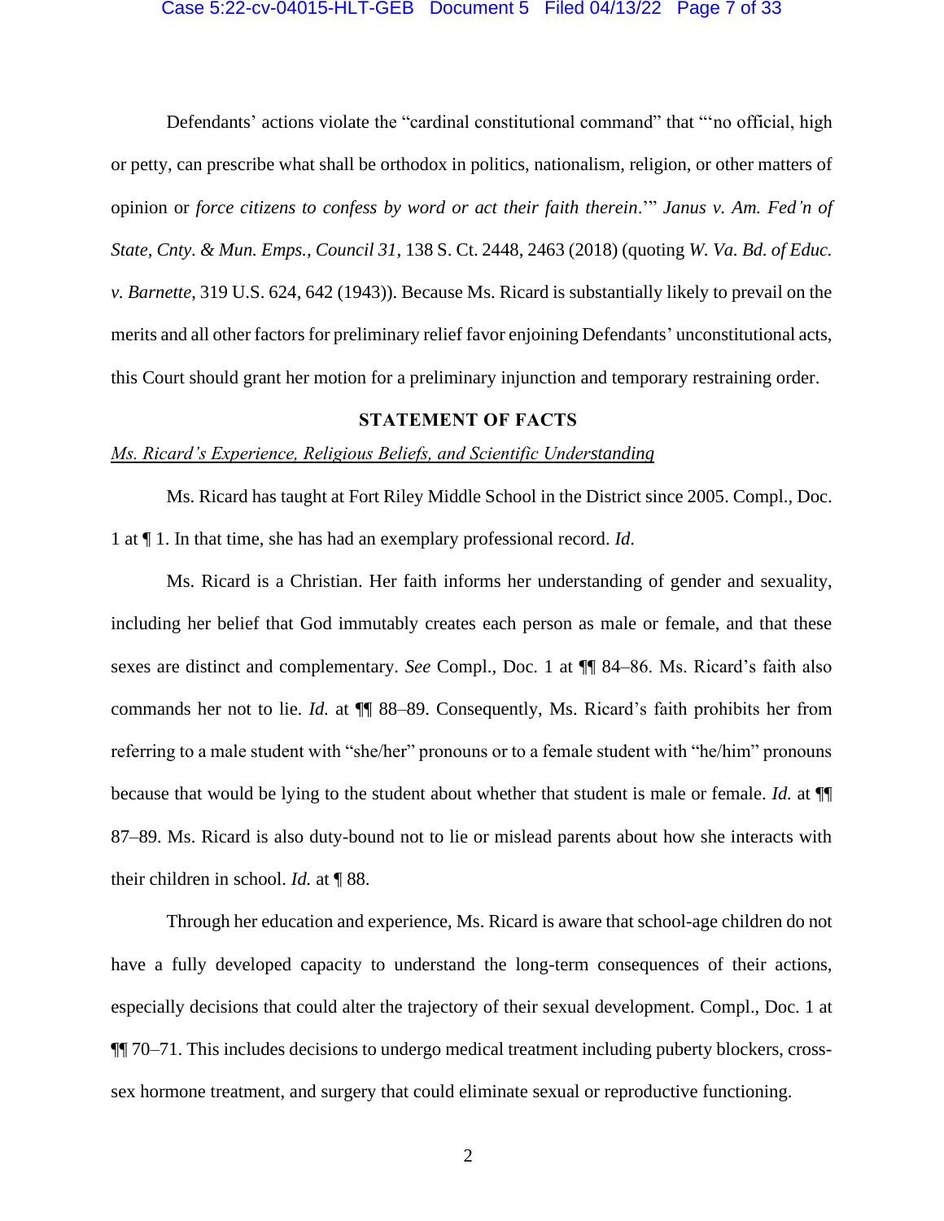Defendants' actions violate the "cardinal constitutional command" that "'no official, high or petty, can prescribe what shall be orthodox in politics, nationalism, religion, or other matters of opinion or *force citizens to confess by word or act their faith therein*.'" *Janus v. Am. Fed'n of State, Cnty. & Mun. Emps., Council 31*, 138 S. Ct. 2448, 2463 (2018) (quoting *W. Va. Bd. of Educ. v. Barnette*, 319 U.S. 624, 642 (1943)). Because Ms. Ricard is substantially likely to prevail on the merits and all other factors for preliminary relief favor enjoining Defendants' unconstitutional acts, this Court should grant her motion for a preliminary injunction and temporary restraining order.

## STATEMENT OF FACTS

*Ms. Ricard's Experience, Religious Beliefs, and Scientific Understanding*

Ms. Ricard has taught at Fort Riley Middle School in the District since 2005. Compl., Doc. 1 at ¶ 1. In that time, she has had an exemplary professional record. *Id.*

Ms. Ricard is a Christian. Her faith informs her understanding of gender and sexuality, including her belief that God immutably creates each person as male or female, and that these sexes are distinct and complementary. *See* Compl., Doc. 1 at ¶¶ 84–86. Ms. Ricard's faith also commands her not to lie. *Id.* at ¶¶ 88–89. Consequently, Ms. Ricard's faith prohibits her from referring to a male student with "she/her" pronouns or to a female student with "he/him" pronouns because that would be lying to the student about whether that student is male or female. *Id.* at ¶¶ 87–89. Ms. Ricard is also duty-bound not to lie or mislead parents about how she interacts with their children in school. *Id.* at ¶ 88.

Through her education and experience, Ms. Ricard is aware that school-age children do not have a fully developed capacity to understand the long-term consequences of their actions, especially decisions that could alter the trajectory of their sexual development. Compl., Doc. 1 at ¶¶ 70–71. This includes decisions to undergo medical treatment including puberty blockers, cross-sex hormone treatment, and surgery that could eliminate sexual or reproductive functioning.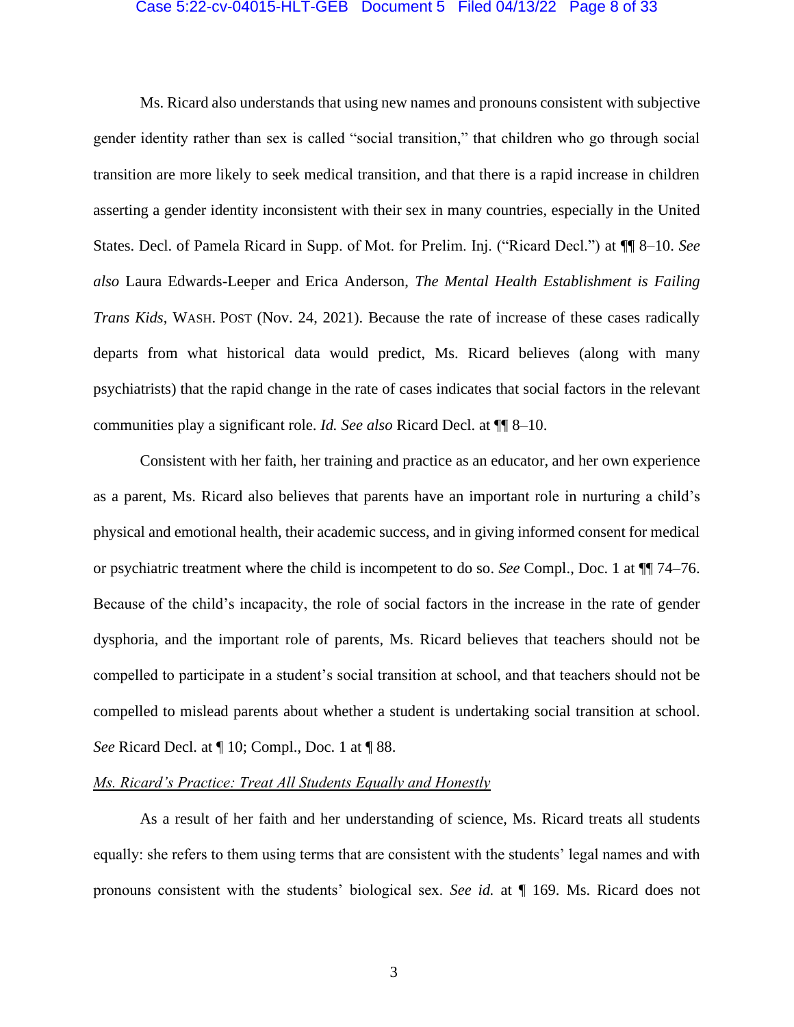Ms. Ricard also understands that using new names and pronouns consistent with subjective gender identity rather than sex is called "social transition," that children who go through social transition are more likely to seek medical transition, and that there is a rapid increase in children asserting a gender identity inconsistent with their sex in many countries, especially in the United States. Decl. of Pamela Ricard in Supp. of Mot. for Prelim. Inj. ("Ricard Decl.") at ¶¶ 8–10. *See also* Laura Edwards-Leeper and Erica Anderson, *The Mental Health Establishment is Failing Trans Kids*, WASH. POST (Nov. 24, 2021). Because the rate of increase of these cases radically departs from what historical data would predict, Ms. Ricard believes (along with many psychiatrists) that the rapid change in the rate of cases indicates that social factors in the relevant communities play a significant role. *Id. See also* Ricard Decl. at ¶¶ 8–10.

Consistent with her faith, her training and practice as an educator, and her own experience as a parent, Ms. Ricard also believes that parents have an important role in nurturing a child's physical and emotional health, their academic success, and in giving informed consent for medical or psychiatric treatment where the child is incompetent to do so. *See* Compl., Doc. 1 at ¶¶ 74–76. Because of the child's incapacity, the role of social factors in the increase in the rate of gender dysphoria, and the important role of parents, Ms. Ricard believes that teachers should not be compelled to participate in a student's social transition at school, and that teachers should not be compelled to mislead parents about whether a student is undertaking social transition at school. *See* Ricard Decl. at ¶ 10; Compl., Doc. 1 at ¶ 88.

*Ms. Ricard's Practice: Treat All Students Equally and Honestly*

As a result of her faith and her understanding of science, Ms. Ricard treats all students equally: she refers to them using terms that are consistent with the students' legal names and with pronouns consistent with the students' biological sex. *See id.* at ¶ 169. Ms. Ricard does not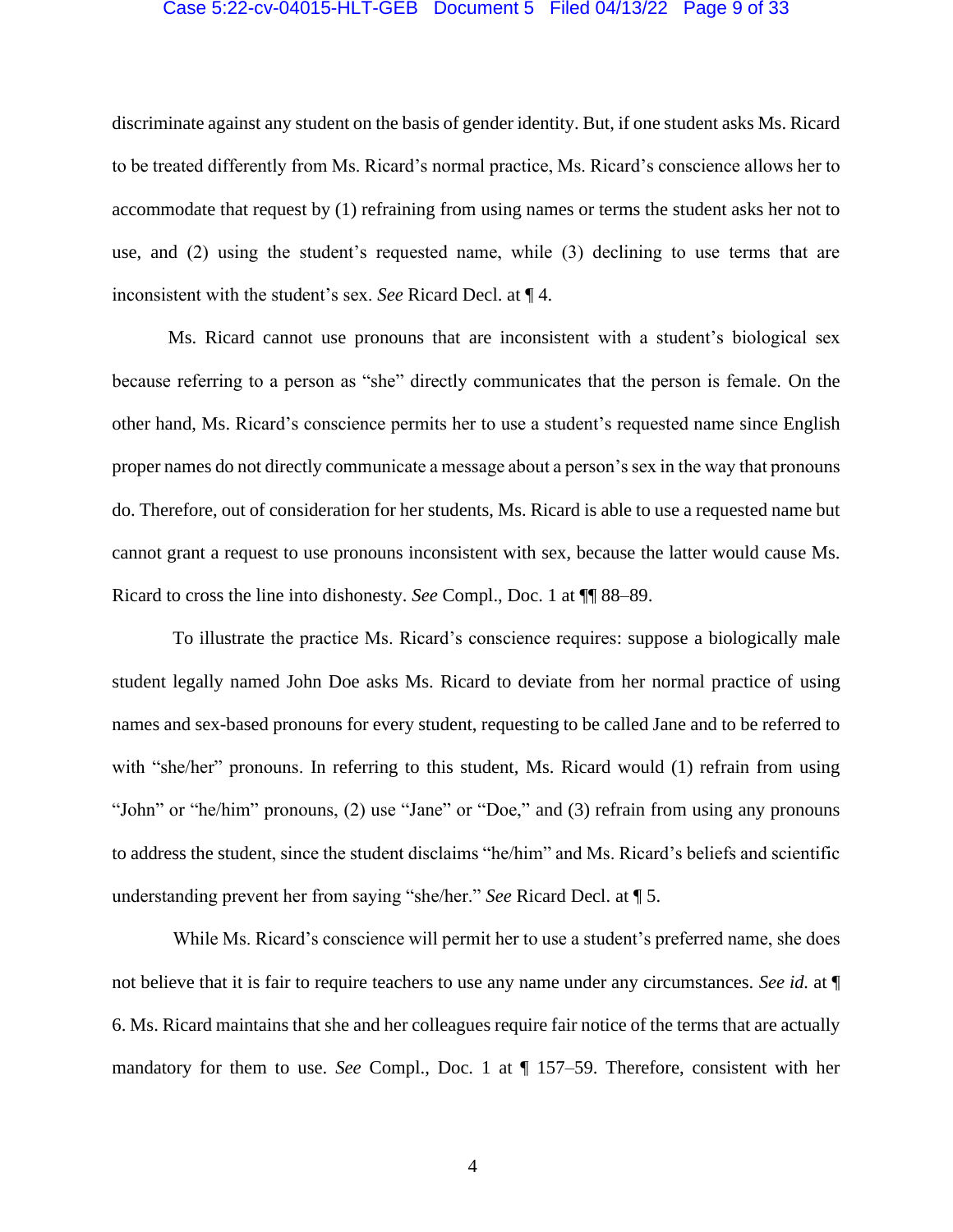discriminate against any student on the basis of gender identity. But, if one student asks Ms. Ricard to be treated differently from Ms. Ricard's normal practice, Ms. Ricard's conscience allows her to accommodate that request by (1) refraining from using names or terms the student asks her not to use, and (2) using the student's requested name, while (3) declining to use terms that are inconsistent with the student's sex. *See* Ricard Decl. at ¶ 4.

Ms. Ricard cannot use pronouns that are inconsistent with a student's biological sex because referring to a person as "she" directly communicates that the person is female. On the other hand, Ms. Ricard's conscience permits her to use a student's requested name since English proper names do not directly communicate a message about a person's sex in the way that pronouns do. Therefore, out of consideration for her students, Ms. Ricard is able to use a requested name but cannot grant a request to use pronouns inconsistent with sex, because the latter would cause Ms. Ricard to cross the line into dishonesty. *See* Compl., Doc. 1 at ¶¶ 88–89.

To illustrate the practice Ms. Ricard's conscience requires: suppose a biologically male student legally named John Doe asks Ms. Ricard to deviate from her normal practice of using names and sex-based pronouns for every student, requesting to be called Jane and to be referred to with "she/her" pronouns. In referring to this student, Ms. Ricard would (1) refrain from using "John" or "he/him" pronouns, (2) use "Jane" or "Doe," and (3) refrain from using any pronouns to address the student, since the student disclaims "he/him" and Ms. Ricard's beliefs and scientific understanding prevent her from saying "she/her." *See* Ricard Decl. at ¶ 5.

While Ms. Ricard's conscience will permit her to use a student's preferred name, she does not believe that it is fair to require teachers to use any name under any circumstances. *See id.* at ¶ 6. Ms. Ricard maintains that she and her colleagues require fair notice of the terms that are actually mandatory for them to use. *See* Compl., Doc. 1 at ¶ 157–59. Therefore, consistent with her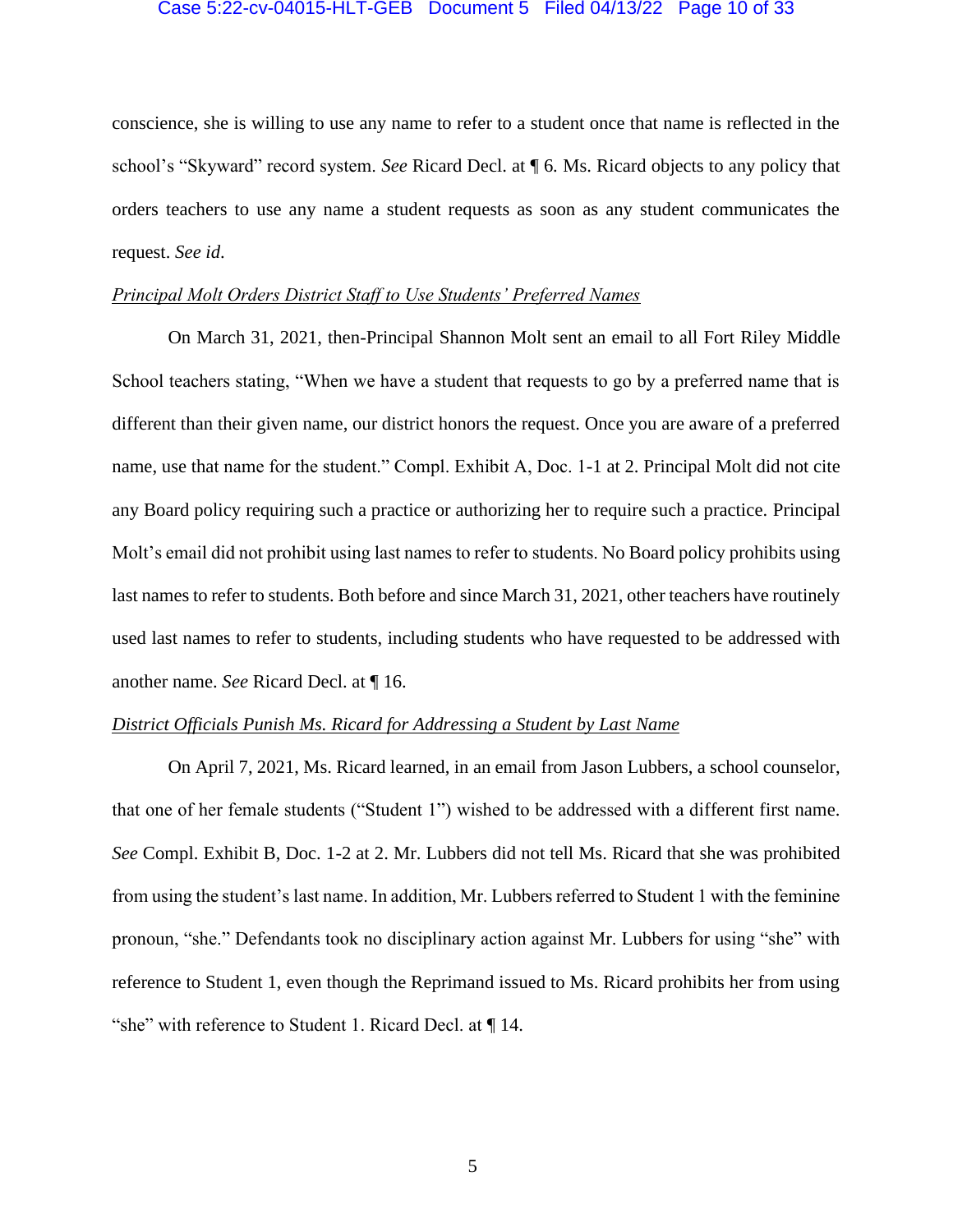conscience, she is willing to use any name to refer to a student once that name is reflected in the school's "Skyward" record system. *See* Ricard Decl. at ¶ 6. Ms. Ricard objects to any policy that orders teachers to use any name a student requests as soon as any student communicates the request. *See id*.

<u>*Principal Molt Orders District Staff to Use Students' Preferred Names*</u>

On March 31, 2021, then-Principal Shannon Molt sent an email to all Fort Riley Middle School teachers stating, "When we have a student that requests to go by a preferred name that is different than their given name, our district honors the request. Once you are aware of a preferred name, use that name for the student." Compl. Exhibit A, Doc. 1-1 at 2. Principal Molt did not cite any Board policy requiring such a practice or authorizing her to require such a practice. Principal Molt's email did not prohibit using last names to refer to students. No Board policy prohibits using last names to refer to students. Both before and since March 31, 2021, other teachers have routinely used last names to refer to students, including students who have requested to be addressed with another name. *See* Ricard Decl. at ¶ 16.

<u>*District Officials Punish Ms. Ricard for Addressing a Student by Last Name*</u>

On April 7, 2021, Ms. Ricard learned, in an email from Jason Lubbers, a school counselor, that one of her female students ("Student 1") wished to be addressed with a different first name. *See* Compl. Exhibit B, Doc. 1-2 at 2. Mr. Lubbers did not tell Ms. Ricard that she was prohibited from using the student's last name. In addition, Mr. Lubbers referred to Student 1 with the feminine pronoun, "she." Defendants took no disciplinary action against Mr. Lubbers for using "she" with reference to Student 1, even though the Reprimand issued to Ms. Ricard prohibits her from using "she" with reference to Student 1. Ricard Decl. at ¶ 14.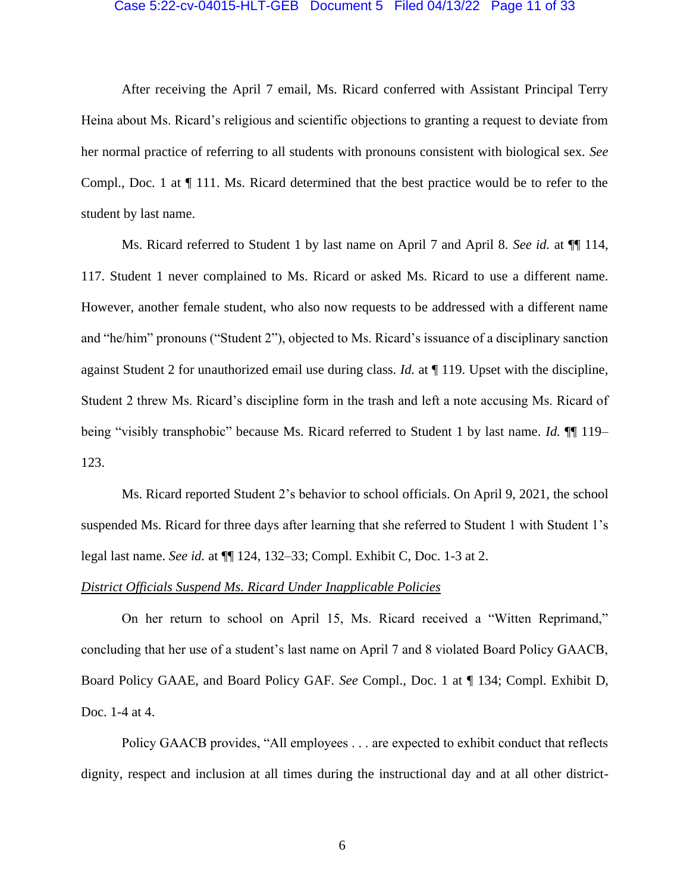After receiving the April 7 email, Ms. Ricard conferred with Assistant Principal Terry Heina about Ms. Ricard's religious and scientific objections to granting a request to deviate from her normal practice of referring to all students with pronouns consistent with biological sex. *See* Compl., Doc. 1 at ¶ 111. Ms. Ricard determined that the best practice would be to refer to the student by last name.

Ms. Ricard referred to Student 1 by last name on April 7 and April 8. *See id.* at ¶¶ 114, 117. Student 1 never complained to Ms. Ricard or asked Ms. Ricard to use a different name. However, another female student, who also now requests to be addressed with a different name and "he/him" pronouns ("Student 2"), objected to Ms. Ricard's issuance of a disciplinary sanction against Student 2 for unauthorized email use during class. *Id.* at ¶ 119. Upset with the discipline, Student 2 threw Ms. Ricard's discipline form in the trash and left a note accusing Ms. Ricard of being "visibly transphobic" because Ms. Ricard referred to Student 1 by last name. *Id.* ¶¶ 119–123.

Ms. Ricard reported Student 2's behavior to school officials. On April 9, 2021, the school suspended Ms. Ricard for three days after learning that she referred to Student 1 with Student 1's legal last name. *See id.* at ¶¶ 124, 132–33; Compl. Exhibit C, Doc. 1-3 at 2.

*District Officials Suspend Ms. Ricard Under Inapplicable Policies*

On her return to school on April 15, Ms. Ricard received a "Witten Reprimand," concluding that her use of a student's last name on April 7 and 8 violated Board Policy GAACB, Board Policy GAAE, and Board Policy GAF. *See* Compl., Doc. 1 at ¶ 134; Compl. Exhibit D, Doc. 1-4 at 4.

Policy GAACB provides, "All employees . . . are expected to exhibit conduct that reflects dignity, respect and inclusion at all times during the instructional day and at all other district-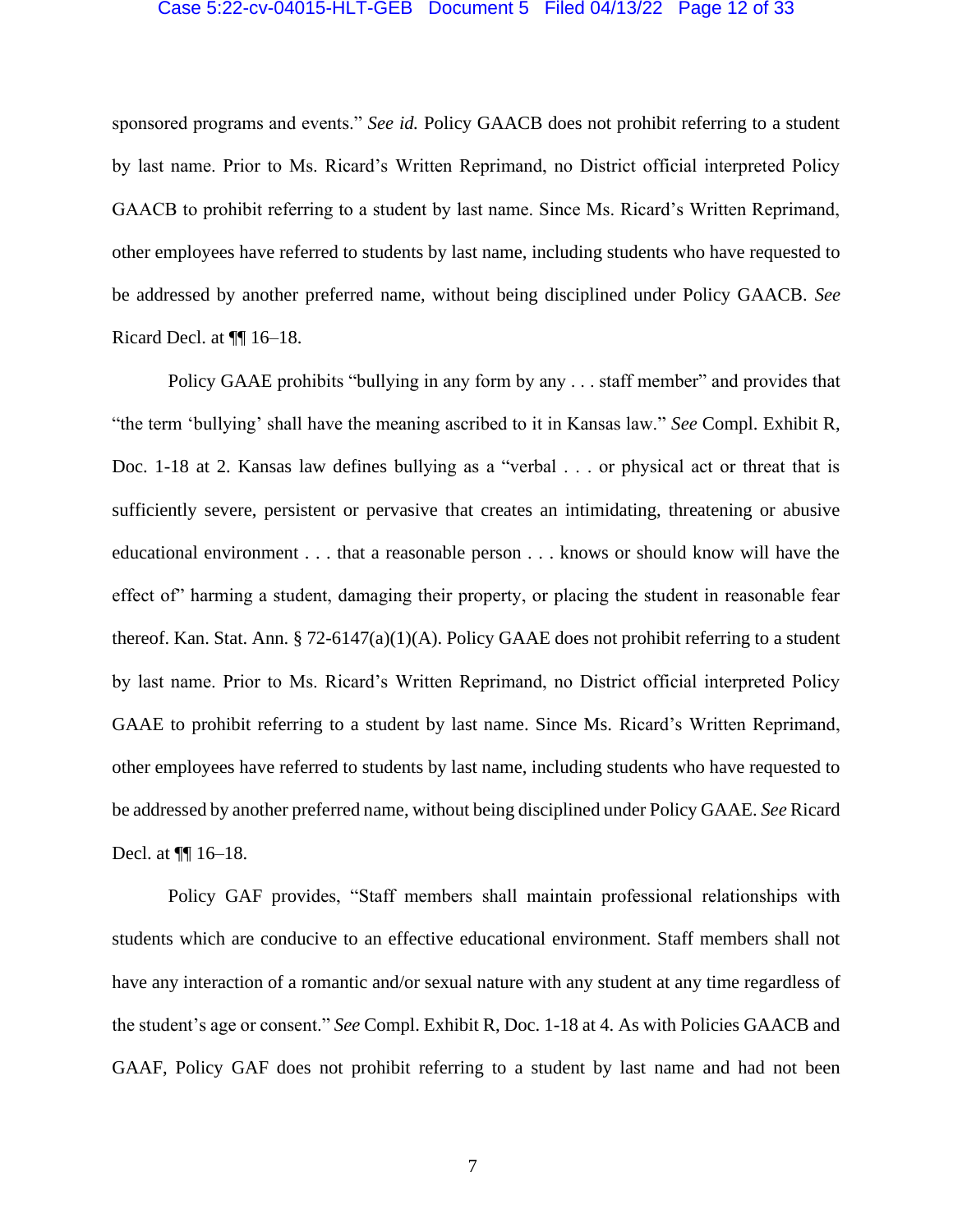sponsored programs and events." *See id.* Policy GAACB does not prohibit referring to a student by last name. Prior to Ms. Ricard's Written Reprimand, no District official interpreted Policy GAACB to prohibit referring to a student by last name. Since Ms. Ricard's Written Reprimand, other employees have referred to students by last name, including students who have requested to be addressed by another preferred name, without being disciplined under Policy GAACB. *See* Ricard Decl. at ¶¶ 16–18.

Policy GAAE prohibits "bullying in any form by any . . . staff member" and provides that "the term 'bullying' shall have the meaning ascribed to it in Kansas law." *See* Compl. Exhibit R, Doc. 1-18 at 2. Kansas law defines bullying as a "verbal . . . or physical act or threat that is sufficiently severe, persistent or pervasive that creates an intimidating, threatening or abusive educational environment . . . that a reasonable person . . . knows or should know will have the effect of" harming a student, damaging their property, or placing the student in reasonable fear thereof. Kan. Stat. Ann. § 72-6147(a)(1)(A). Policy GAAE does not prohibit referring to a student by last name. Prior to Ms. Ricard's Written Reprimand, no District official interpreted Policy GAAE to prohibit referring to a student by last name. Since Ms. Ricard's Written Reprimand, other employees have referred to students by last name, including students who have requested to be addressed by another preferred name, without being disciplined under Policy GAAE. *See* Ricard Decl. at ¶¶ 16–18.

Policy GAF provides, "Staff members shall maintain professional relationships with students which are conducive to an effective educational environment. Staff members shall not have any interaction of a romantic and/or sexual nature with any student at any time regardless of the student's age or consent." *See* Compl. Exhibit R, Doc. 1-18 at 4. As with Policies GAACB and GAAF, Policy GAF does not prohibit referring to a student by last name and had not been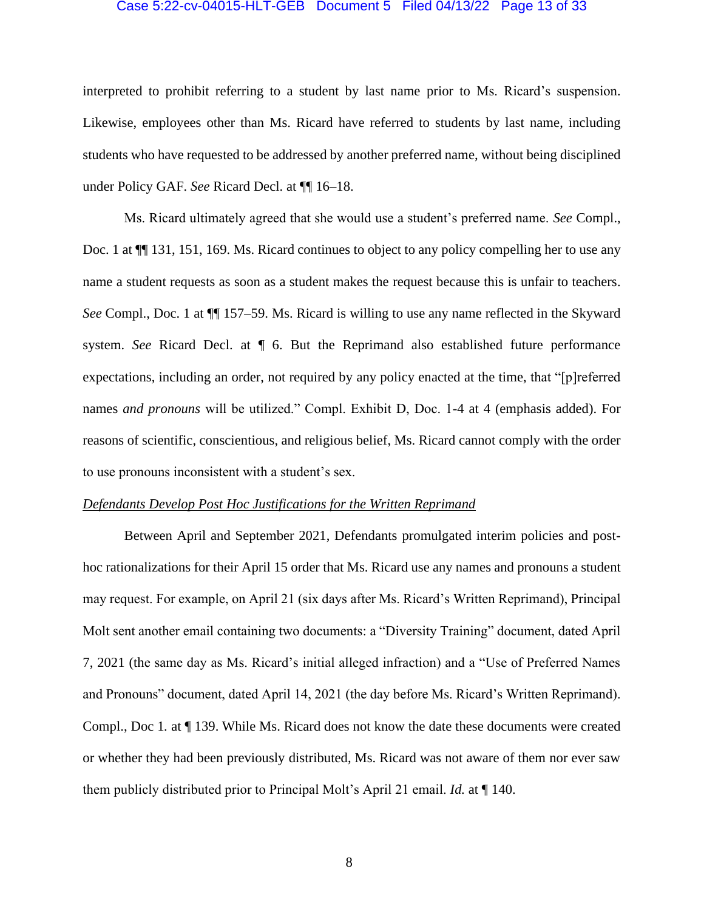interpreted to prohibit referring to a student by last name prior to Ms. Ricard's suspension. Likewise, employees other than Ms. Ricard have referred to students by last name, including students who have requested to be addressed by another preferred name, without being disciplined under Policy GAF. *See* Ricard Decl. at ¶¶ 16–18.

Ms. Ricard ultimately agreed that she would use a student's preferred name. *See* Compl., Doc. 1 at ¶¶ 131, 151, 169. Ms. Ricard continues to object to any policy compelling her to use any name a student requests as soon as a student makes the request because this is unfair to teachers. *See* Compl., Doc. 1 at ¶¶ 157–59. Ms. Ricard is willing to use any name reflected in the Skyward system. *See* Ricard Decl. at ¶ 6. But the Reprimand also established future performance expectations, including an order, not required by any policy enacted at the time, that "[p]referred names *and pronouns* will be utilized." Compl. Exhibit D, Doc. 1-4 at 4 (emphasis added). For reasons of scientific, conscientious, and religious belief, Ms. Ricard cannot comply with the order to use pronouns inconsistent with a student's sex.

*Defendants Develop Post Hoc Justifications for the Written Reprimand*

Between April and September 2021, Defendants promulgated interim policies and post-hoc rationalizations for their April 15 order that Ms. Ricard use any names and pronouns a student may request. For example, on April 21 (six days after Ms. Ricard's Written Reprimand), Principal Molt sent another email containing two documents: a "Diversity Training" document, dated April 7, 2021 (the same day as Ms. Ricard's initial alleged infraction) and a "Use of Preferred Names and Pronouns" document, dated April 14, 2021 (the day before Ms. Ricard's Written Reprimand). Compl., Doc 1. at ¶ 139. While Ms. Ricard does not know the date these documents were created or whether they had been previously distributed, Ms. Ricard was not aware of them nor ever saw them publicly distributed prior to Principal Molt's April 21 email. *Id.* at ¶ 140.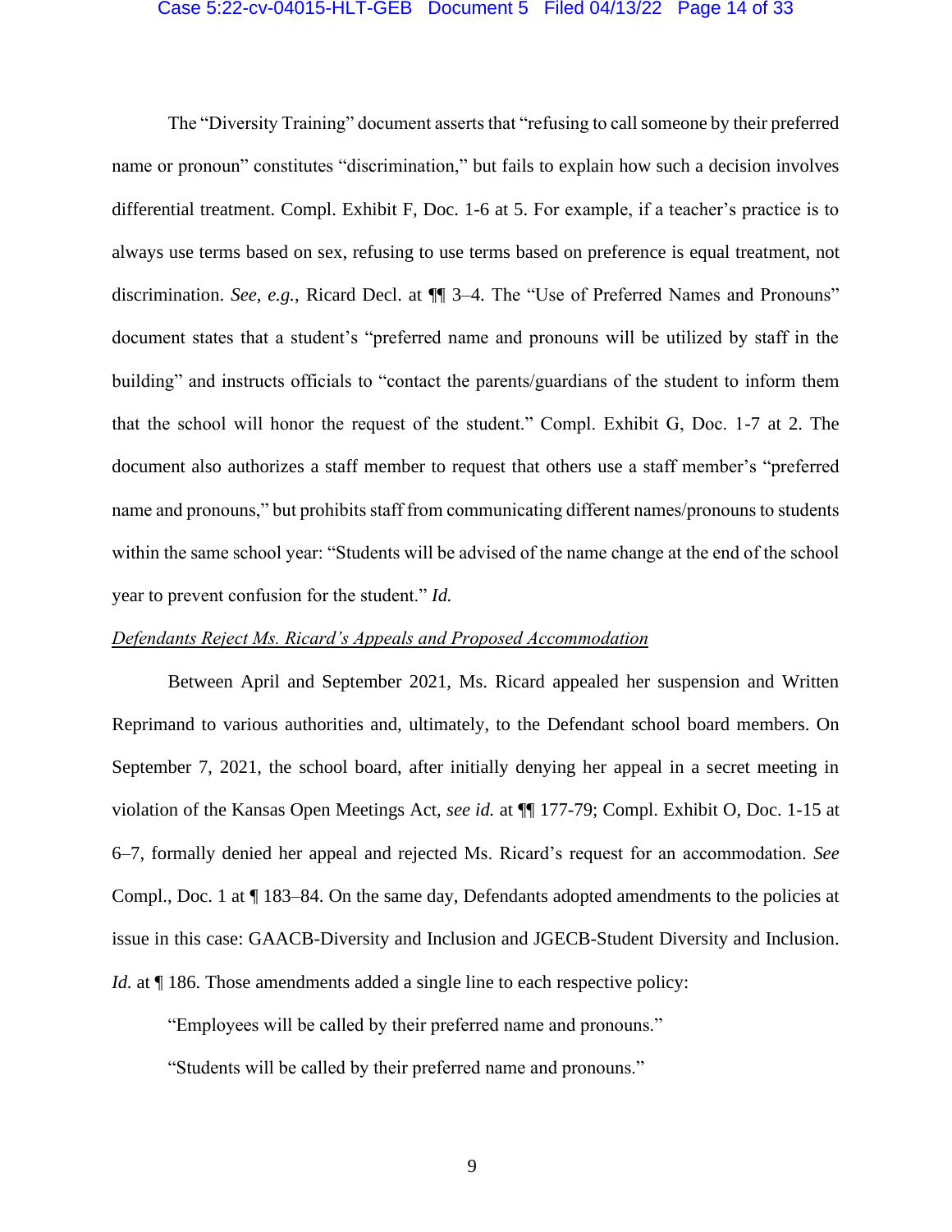The "Diversity Training" document asserts that "refusing to call someone by their preferred name or pronoun" constitutes "discrimination," but fails to explain how such a decision involves differential treatment. Compl. Exhibit F, Doc. 1-6 at 5. For example, if a teacher's practice is to always use terms based on sex, refusing to use terms based on preference is equal treatment, not discrimination. *See*, *e.g.*, Ricard Decl. at ¶¶ 3–4. The "Use of Preferred Names and Pronouns" document states that a student's "preferred name and pronouns will be utilized by staff in the building" and instructs officials to "contact the parents/guardians of the student to inform them that the school will honor the request of the student." Compl. Exhibit G, Doc. 1-7 at 2. The document also authorizes a staff member to request that others use a staff member's "preferred name and pronouns," but prohibits staff from communicating different names/pronouns to students within the same school year: "Students will be advised of the name change at the end of the school year to prevent confusion for the student." *Id.*

*Defendants Reject Ms. Ricard's Appeals and Proposed Accommodation*

Between April and September 2021, Ms. Ricard appealed her suspension and Written Reprimand to various authorities and, ultimately, to the Defendant school board members. On September 7, 2021, the school board, after initially denying her appeal in a secret meeting in violation of the Kansas Open Meetings Act, *see id.* at ¶¶ 177-79; Compl. Exhibit O, Doc. 1-15 at 6–7, formally denied her appeal and rejected Ms. Ricard's request for an accommodation. *See* Compl., Doc. 1 at ¶ 183–84. On the same day, Defendants adopted amendments to the policies at issue in this case: GAACB-Diversity and Inclusion and JGECB-Student Diversity and Inclusion. *Id.* at ¶ 186. Those amendments added a single line to each respective policy:

"Employees will be called by their preferred name and pronouns."

"Students will be called by their preferred name and pronouns."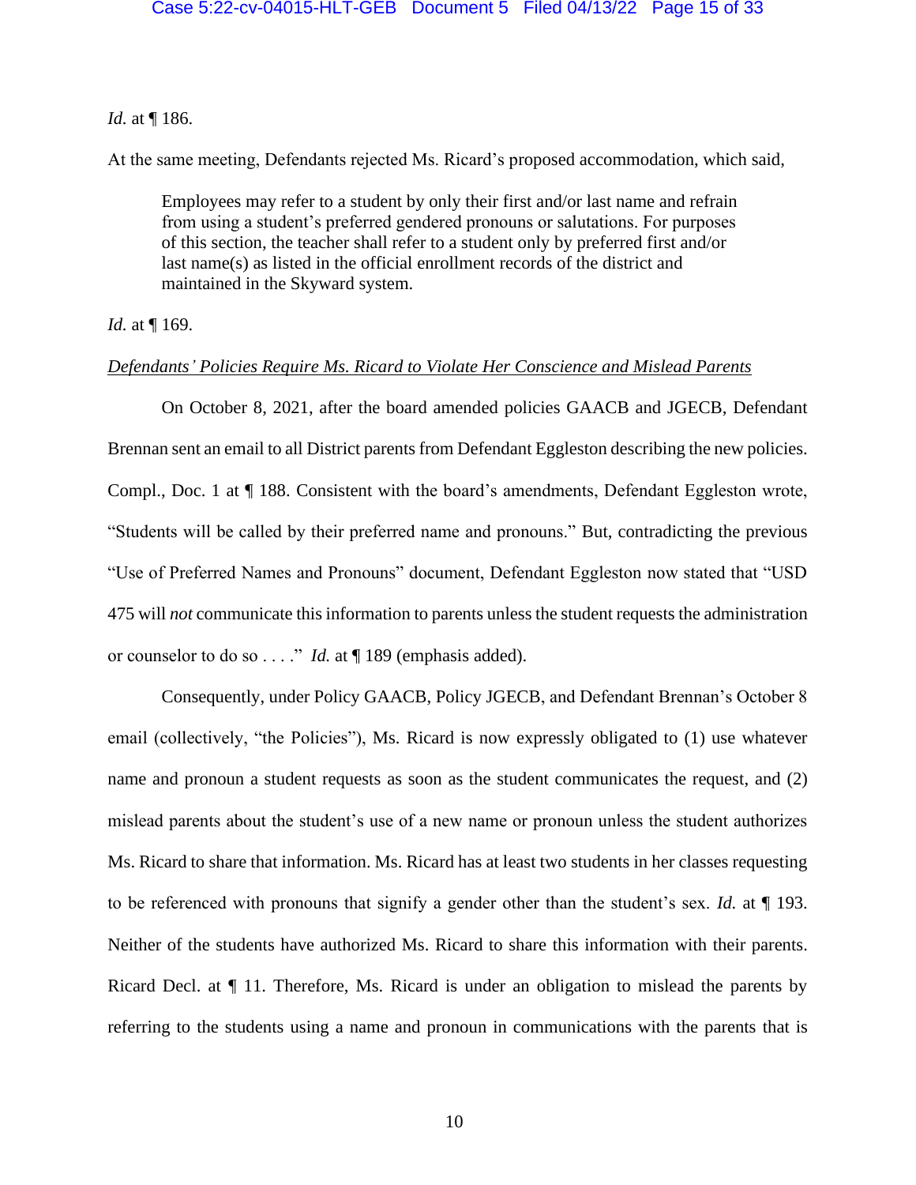*Id.* at ¶ 186.

At the same meeting, Defendants rejected Ms. Ricard's proposed accommodation, which said,

> Employees may refer to a student by only their first and/or last name and refrain from using a student's preferred gendered pronouns or salutations. For purposes of this section, the teacher shall refer to a student only by preferred first and/or last name(s) as listed in the official enrollment records of the district and maintained in the Skyward system.

*Id.* at ¶ 169.

*Defendants' Policies Require Ms. Ricard to Violate Her Conscience and Mislead Parents*

On October 8, 2021, after the board amended policies GAACB and JGECB, Defendant Brennan sent an email to all District parents from Defendant Eggleston describing the new policies. Compl., Doc. 1 at ¶ 188. Consistent with the board's amendments, Defendant Eggleston wrote, "Students will be called by their preferred name and pronouns." But, contradicting the previous "Use of Preferred Names and Pronouns" document, Defendant Eggleston now stated that "USD 475 will *not* communicate this information to parents unless the student requests the administration or counselor to do so . . . ." *Id.* at ¶ 189 (emphasis added).

Consequently, under Policy GAACB, Policy JGECB, and Defendant Brennan's October 8 email (collectively, "the Policies"), Ms. Ricard is now expressly obligated to (1) use whatever name and pronoun a student requests as soon as the student communicates the request, and (2) mislead parents about the student's use of a new name or pronoun unless the student authorizes Ms. Ricard to share that information. Ms. Ricard has at least two students in her classes requesting to be referenced with pronouns that signify a gender other than the student's sex. *Id.* at ¶ 193. Neither of the students have authorized Ms. Ricard to share this information with their parents. Ricard Decl. at ¶ 11. Therefore, Ms. Ricard is under an obligation to mislead the parents by referring to the students using a name and pronoun in communications with the parents that is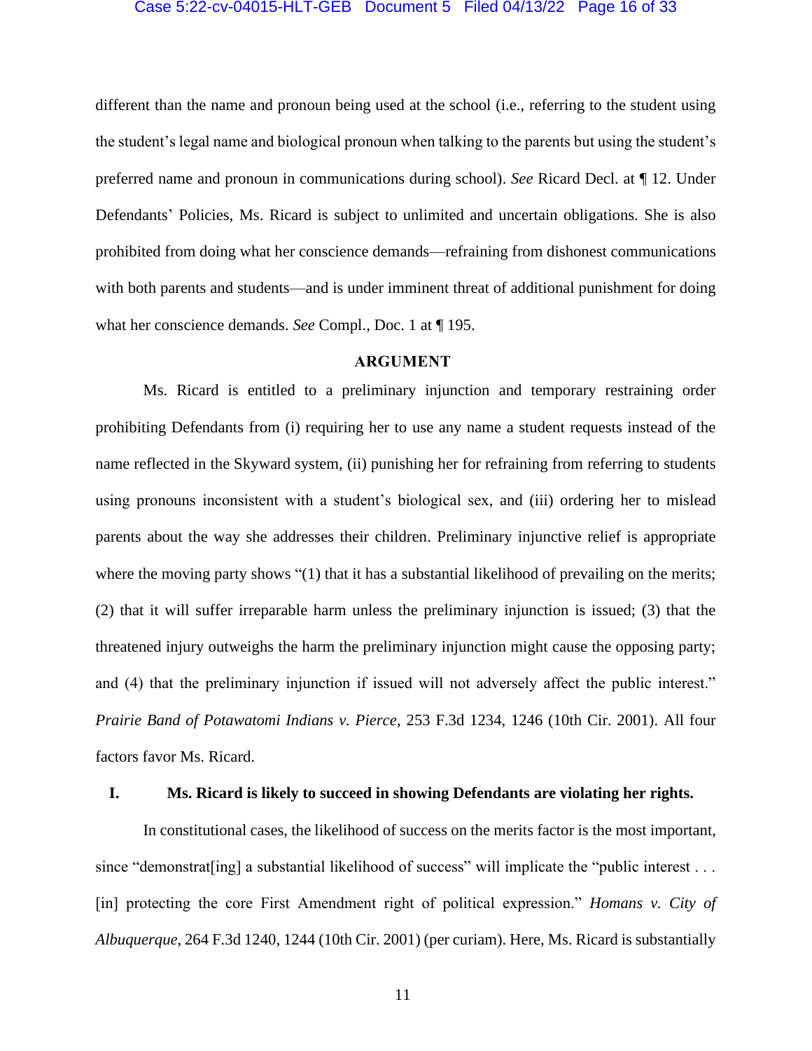different than the name and pronoun being used at the school (i.e., referring to the student using the student's legal name and biological pronoun when talking to the parents but using the student's preferred name and pronoun in communications during school). *See* Ricard Decl. at ¶ 12. Under Defendants' Policies, Ms. Ricard is subject to unlimited and uncertain obligations. She is also prohibited from doing what her conscience demands—refraining from dishonest communications with both parents and students—and is under imminent threat of additional punishment for doing what her conscience demands. *See* Compl., Doc. 1 at ¶ 195.

## ARGUMENT

Ms. Ricard is entitled to a preliminary injunction and temporary restraining order prohibiting Defendants from (i) requiring her to use any name a student requests instead of the name reflected in the Skyward system, (ii) punishing her for refraining from referring to students using pronouns inconsistent with a student's biological sex, and (iii) ordering her to mislead parents about the way she addresses their children. Preliminary injunctive relief is appropriate where the moving party shows "(1) that it has a substantial likelihood of prevailing on the merits; (2) that it will suffer irreparable harm unless the preliminary injunction is issued; (3) that the threatened injury outweighs the harm the preliminary injunction might cause the opposing party; and (4) that the preliminary injunction if issued will not adversely affect the public interest." *Prairie Band of Potawatomi Indians v. Pierce*, 253 F.3d 1234, 1246 (10th Cir. 2001). All four factors favor Ms. Ricard.

### I. Ms. Ricard is likely to succeed in showing Defendants are violating her rights.

In constitutional cases, the likelihood of success on the merits factor is the most important, since "demonstrat[ing] a substantial likelihood of success" will implicate the "public interest . . . [in] protecting the core First Amendment right of political expression." *Homans v. City of Albuquerque*, 264 F.3d 1240, 1244 (10th Cir. 2001) (per curiam). Here, Ms. Ricard is substantially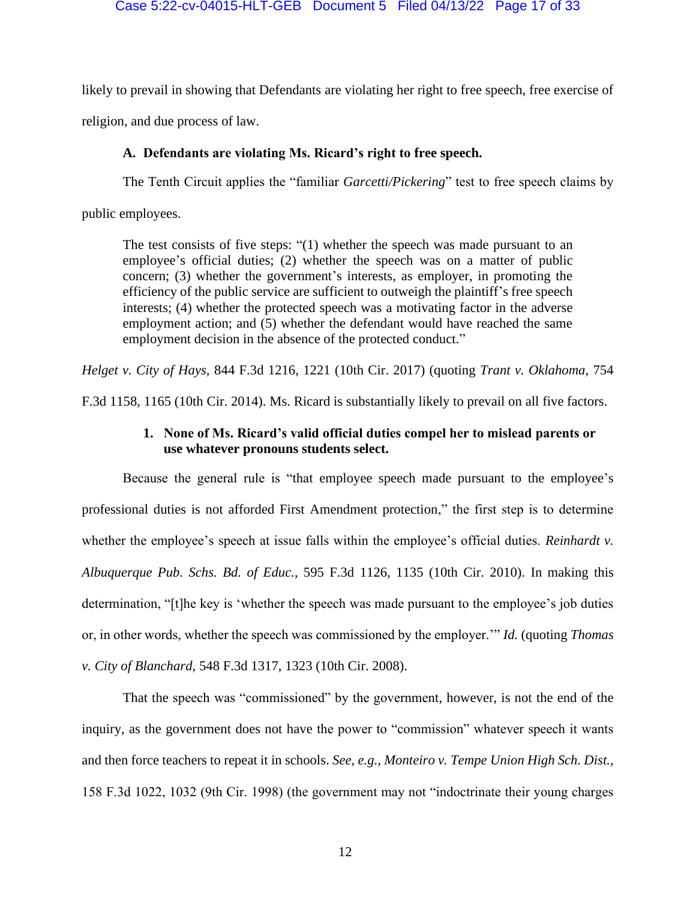likely to prevail in showing that Defendants are violating her right to free speech, free exercise of religion, and due process of law.

### A. Defendants are violating Ms. Ricard's right to free speech.

The Tenth Circuit applies the "familiar *Garcetti/Pickering*" test to free speech claims by public employees.

> The test consists of five steps: "(1) whether the speech was made pursuant to an employee's official duties; (2) whether the speech was on a matter of public concern; (3) whether the government's interests, as employer, in promoting the efficiency of the public service are sufficient to outweigh the plaintiff's free speech interests; (4) whether the protected speech was a motivating factor in the adverse employment action; and (5) whether the defendant would have reached the same employment decision in the absence of the protected conduct."

*Helget v. City of Hays*, 844 F.3d 1216, 1221 (10th Cir. 2017) (quoting *Trant v. Oklahoma*, 754 F.3d 1158, 1165 (10th Cir. 2014). Ms. Ricard is substantially likely to prevail on all five factors.

#### 1. None of Ms. Ricard's valid official duties compel her to mislead parents or use whatever pronouns students select.

Because the general rule is "that employee speech made pursuant to the employee's professional duties is not afforded First Amendment protection," the first step is to determine whether the employee's speech at issue falls within the employee's official duties. *Reinhardt v. Albuquerque Pub. Schs. Bd. of Educ.*, 595 F.3d 1126, 1135 (10th Cir. 2010). In making this determination, "[t]he key is 'whether the speech was made pursuant to the employee's job duties or, in other words, whether the speech was commissioned by the employer.'" *Id.* (quoting *Thomas v. City of Blanchard*, 548 F.3d 1317, 1323 (10th Cir. 2008).

That the speech was "commissioned" by the government, however, is not the end of the inquiry, as the government does not have the power to "commission" whatever speech it wants and then force teachers to repeat it in schools. *See, e.g.*, *Monteiro v. Tempe Union High Sch. Dist.*, 158 F.3d 1022, 1032 (9th Cir. 1998) (the government may not "indoctrinate their young charges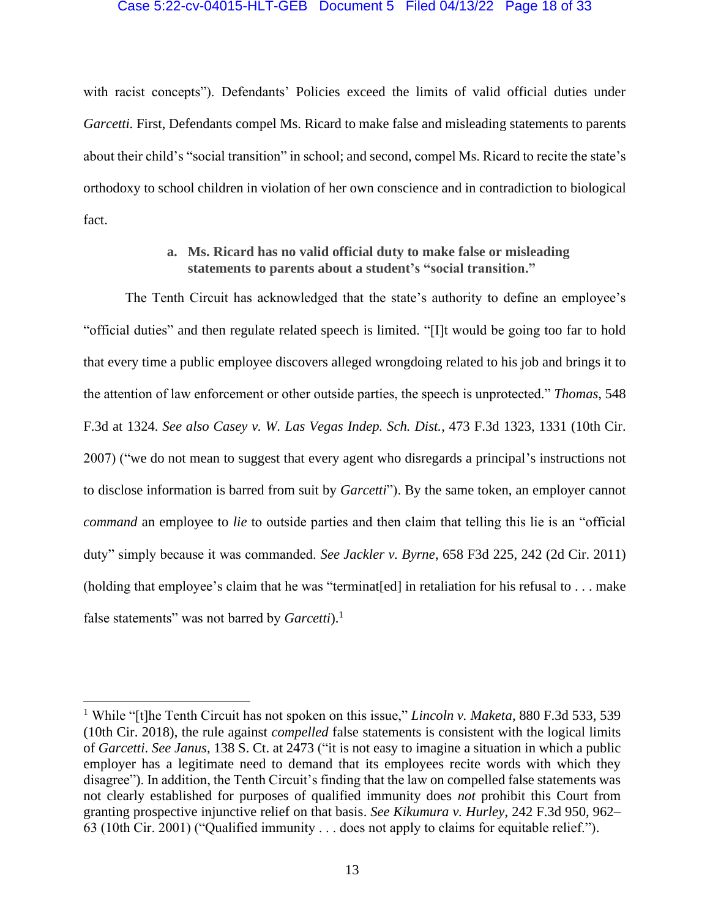with racist concepts"). Defendants' Policies exceed the limits of valid official duties under *Garcetti*. First, Defendants compel Ms. Ricard to make false and misleading statements to parents about their child's "social transition" in school; and second, compel Ms. Ricard to recite the state's orthodoxy to school children in violation of her own conscience and in contradiction to biological fact.

**a. Ms. Ricard has no valid official duty to make false or misleading statements to parents about a student's "social transition."**

The Tenth Circuit has acknowledged that the state's authority to define an employee's "official duties" and then regulate related speech is limited. "[I]t would be going too far to hold that every time a public employee discovers alleged wrongdoing related to his job and brings it to the attention of law enforcement or other outside parties, the speech is unprotected." *Thomas*, 548 F.3d at 1324. *See also Casey v. W. Las Vegas Indep. Sch. Dist.*, 473 F.3d 1323, 1331 (10th Cir. 2007) ("we do not mean to suggest that every agent who disregards a principal's instructions not to disclose information is barred from suit by *Garcetti*"). By the same token, an employer cannot *command* an employee to *lie* to outside parties and then claim that telling this lie is an "official duty" simply because it was commanded. *See Jackler v. Byrne*, 658 F3d 225, 242 (2d Cir. 2011) (holding that employee's claim that he was "terminat[ed] in retaliation for his refusal to . . . make false statements" was not barred by *Garcetti*).[1]

[1] While "[t]he Tenth Circuit has not spoken on this issue," *Lincoln v. Maketa*, 880 F.3d 533, 539 (10th Cir. 2018), the rule against *compelled* false statements is consistent with the logical limits of *Garcetti*. *See Janus*, 138 S. Ct. at 2473 ("it is not easy to imagine a situation in which a public employer has a legitimate need to demand that its employees recite words with which they disagree"). In addition, the Tenth Circuit's finding that the law on compelled false statements was not clearly established for purposes of qualified immunity does *not* prohibit this Court from granting prospective injunctive relief on that basis. *See Kikumura v. Hurley*, 242 F.3d 950, 962–63 (10th Cir. 2001) ("Qualified immunity . . . does not apply to claims for equitable relief.").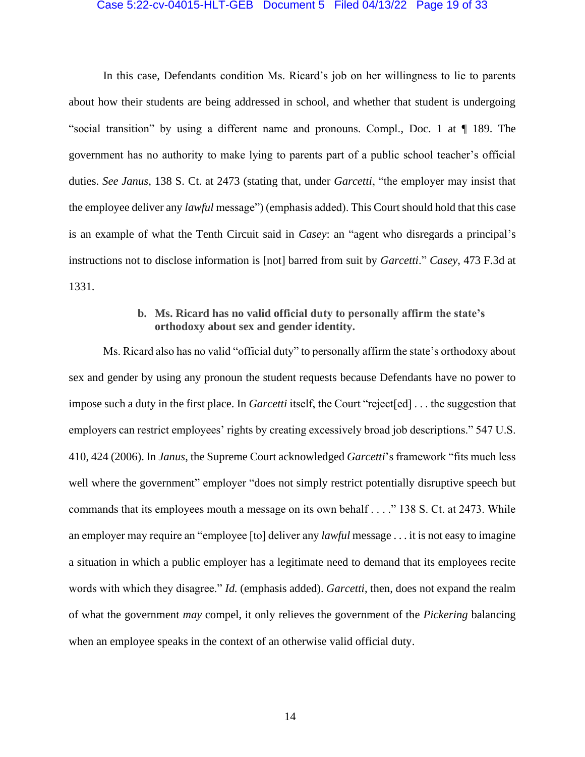In this case, Defendants condition Ms. Ricard's job on her willingness to lie to parents about how their students are being addressed in school, and whether that student is undergoing "social transition" by using a different name and pronouns. Compl., Doc. 1 at ¶ 189. The government has no authority to make lying to parents part of a public school teacher's official duties. *See Janus*, 138 S. Ct. at 2473 (stating that, under *Garcetti*, "the employer may insist that the employee deliver any *lawful* message") (emphasis added). This Court should hold that this case is an example of what the Tenth Circuit said in *Casey*: an "agent who disregards a principal's instructions not to disclose information is [not] barred from suit by *Garcetti*." *Casey*, 473 F.3d at 1331.

**b. Ms. Ricard has no valid official duty to personally affirm the state's orthodoxy about sex and gender identity.**

Ms. Ricard also has no valid "official duty" to personally affirm the state's orthodoxy about sex and gender by using any pronoun the student requests because Defendants have no power to impose such a duty in the first place. In *Garcetti* itself, the Court "reject[ed] . . . the suggestion that employers can restrict employees' rights by creating excessively broad job descriptions." 547 U.S. 410, 424 (2006). In *Janus*, the Supreme Court acknowledged *Garcetti*'s framework "fits much less well where the government" employer "does not simply restrict potentially disruptive speech but commands that its employees mouth a message on its own behalf . . . ." 138 S. Ct. at 2473. While an employer may require an "employee [to] deliver any *lawful* message . . . it is not easy to imagine a situation in which a public employer has a legitimate need to demand that its employees recite words with which they disagree." *Id.* (emphasis added). *Garcetti*, then, does not expand the realm of what the government *may* compel, it only relieves the government of the *Pickering* balancing when an employee speaks in the context of an otherwise valid official duty.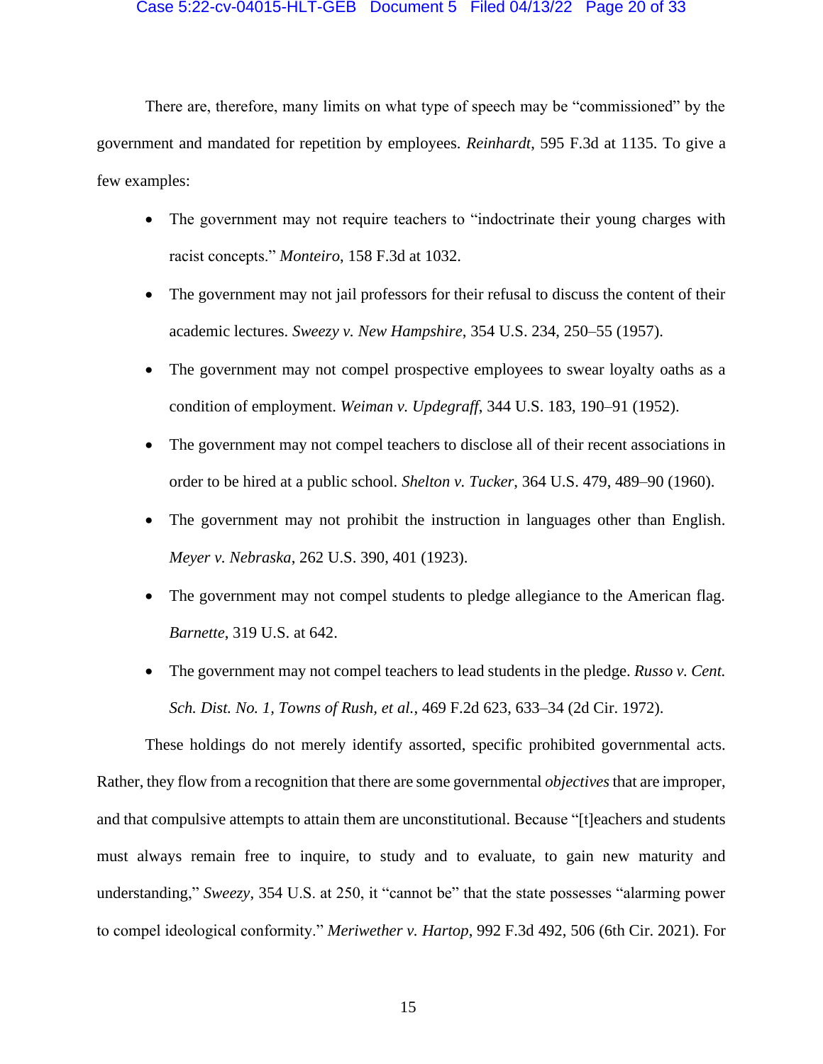There are, therefore, many limits on what type of speech may be "commissioned" by the government and mandated for repetition by employees. *Reinhardt*, 595 F.3d at 1135. To give a few examples:

- The government may not require teachers to "indoctrinate their young charges with racist concepts." *Monteiro*, 158 F.3d at 1032.
- The government may not jail professors for their refusal to discuss the content of their academic lectures. *Sweezy v. New Hampshire*, 354 U.S. 234, 250–55 (1957).
- The government may not compel prospective employees to swear loyalty oaths as a condition of employment. *Weiman v. Updegraff*, 344 U.S. 183, 190–91 (1952).
- The government may not compel teachers to disclose all of their recent associations in order to be hired at a public school. *Shelton v. Tucker*, 364 U.S. 479, 489–90 (1960).
- The government may not prohibit the instruction in languages other than English. *Meyer v. Nebraska*, 262 U.S. 390, 401 (1923).
- The government may not compel students to pledge allegiance to the American flag. *Barnette*, 319 U.S. at 642.
- The government may not compel teachers to lead students in the pledge. *Russo v. Cent. Sch. Dist. No. 1, Towns of Rush, et al.*, 469 F.2d 623, 633–34 (2d Cir. 1972).

These holdings do not merely identify assorted, specific prohibited governmental acts. Rather, they flow from a recognition that there are some governmental *objectives* that are improper, and that compulsive attempts to attain them are unconstitutional. Because "[t]eachers and students must always remain free to inquire, to study and to evaluate, to gain new maturity and understanding," *Sweezy*, 354 U.S. at 250, it "cannot be" that the state possesses "alarming power to compel ideological conformity." *Meriwether v. Hartop*, 992 F.3d 492, 506 (6th Cir. 2021). For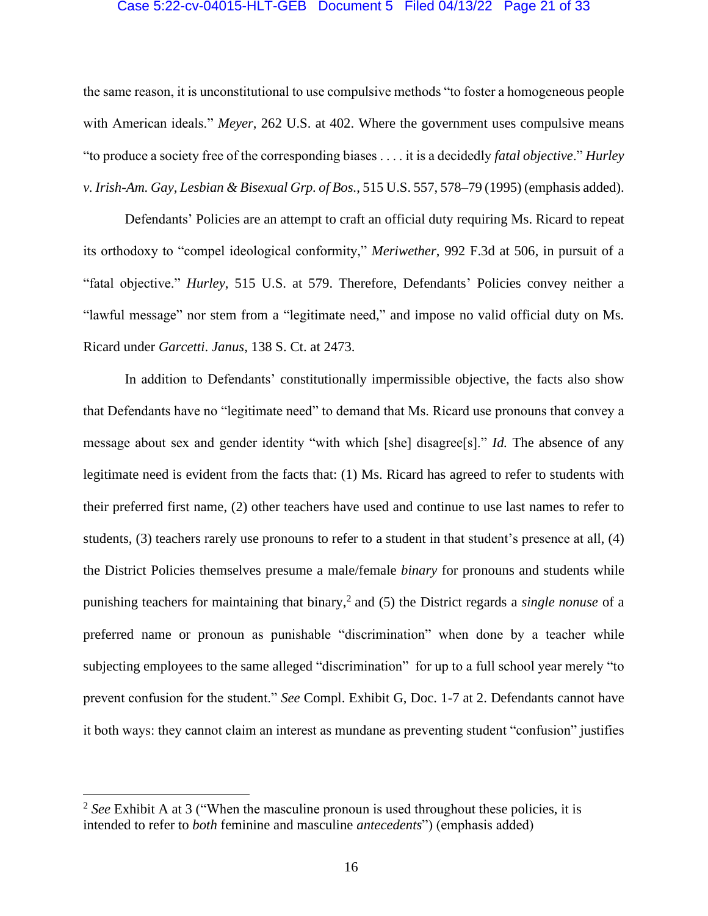the same reason, it is unconstitutional to use compulsive methods "to foster a homogeneous people with American ideals." *Meyer*, 262 U.S. at 402. Where the government uses compulsive means "to produce a society free of the corresponding biases . . . . it is a decidedly *fatal objective*." *Hurley v. Irish-Am. Gay, Lesbian & Bisexual Grp. of Bos.*, 515 U.S. 557, 578–79 (1995) (emphasis added).

Defendants' Policies are an attempt to craft an official duty requiring Ms. Ricard to repeat its orthodoxy to "compel ideological conformity," *Meriwether*, 992 F.3d at 506, in pursuit of a "fatal objective." *Hurley*, 515 U.S. at 579. Therefore, Defendants' Policies convey neither a "lawful message" nor stem from a "legitimate need," and impose no valid official duty on Ms. Ricard under *Garcetti*. *Janus*, 138 S. Ct. at 2473.

In addition to Defendants' constitutionally impermissible objective, the facts also show that Defendants have no "legitimate need" to demand that Ms. Ricard use pronouns that convey a message about sex and gender identity "with which [she] disagree[s]." *Id.* The absence of any legitimate need is evident from the facts that: (1) Ms. Ricard has agreed to refer to students with their preferred first name, (2) other teachers have used and continue to use last names to refer to students, (3) teachers rarely use pronouns to refer to a student in that student's presence at all, (4) the District Policies themselves presume a male/female *binary* for pronouns and students while punishing teachers for maintaining that binary,[2] and (5) the District regards a *single nonuse* of a preferred name or pronoun as punishable "discrimination" when done by a teacher while subjecting employees to the same alleged "discrimination" for up to a full school year merely "to prevent confusion for the student." *See* Compl. Exhibit G, Doc. 1-7 at 2. Defendants cannot have it both ways: they cannot claim an interest as mundane as preventing student "confusion" justifies

---

[2] *See* Exhibit A at 3 ("When the masculine pronoun is used throughout these policies, it is intended to refer to *both* feminine and masculine *antecedents*") (emphasis added)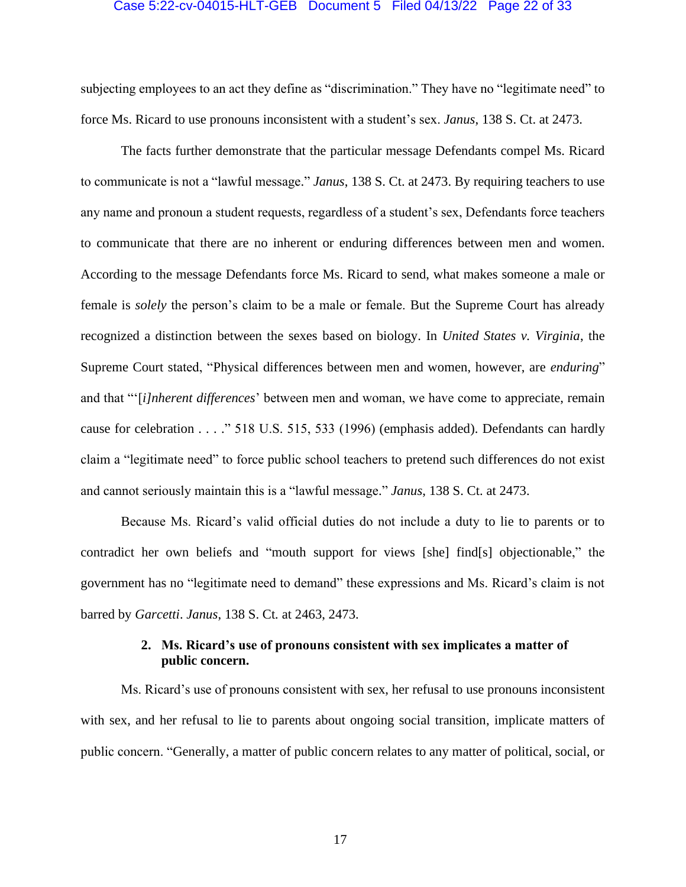subjecting employees to an act they define as "discrimination." They have no "legitimate need" to force Ms. Ricard to use pronouns inconsistent with a student's sex. *Janus*, 138 S. Ct. at 2473.

The facts further demonstrate that the particular message Defendants compel Ms. Ricard to communicate is not a "lawful message." *Janus*, 138 S. Ct. at 2473. By requiring teachers to use any name and pronoun a student requests, regardless of a student's sex, Defendants force teachers to communicate that there are no inherent or enduring differences between men and women. According to the message Defendants force Ms. Ricard to send, what makes someone a male or female is *solely* the person's claim to be a male or female. But the Supreme Court has already recognized a distinction between the sexes based on biology. In *United States v. Virginia*, the Supreme Court stated, "Physical differences between men and women, however, are *enduring*" and that "'[*i]nherent differences*' between men and woman, we have come to appreciate, remain cause for celebration . . . ." 518 U.S. 515, 533 (1996) (emphasis added). Defendants can hardly claim a "legitimate need" to force public school teachers to pretend such differences do not exist and cannot seriously maintain this is a "lawful message." *Janus*, 138 S. Ct. at 2473.

Because Ms. Ricard's valid official duties do not include a duty to lie to parents or to contradict her own beliefs and "mouth support for views [she] find[s] objectionable," the government has no "legitimate need to demand" these expressions and Ms. Ricard's claim is not barred by *Garcetti*. *Janus*, 138 S. Ct. at 2463, 2473.

**2. Ms. Ricard's use of pronouns consistent with sex implicates a matter of public concern.**

Ms. Ricard's use of pronouns consistent with sex, her refusal to use pronouns inconsistent with sex, and her refusal to lie to parents about ongoing social transition, implicate matters of public concern. "Generally, a matter of public concern relates to any matter of political, social, or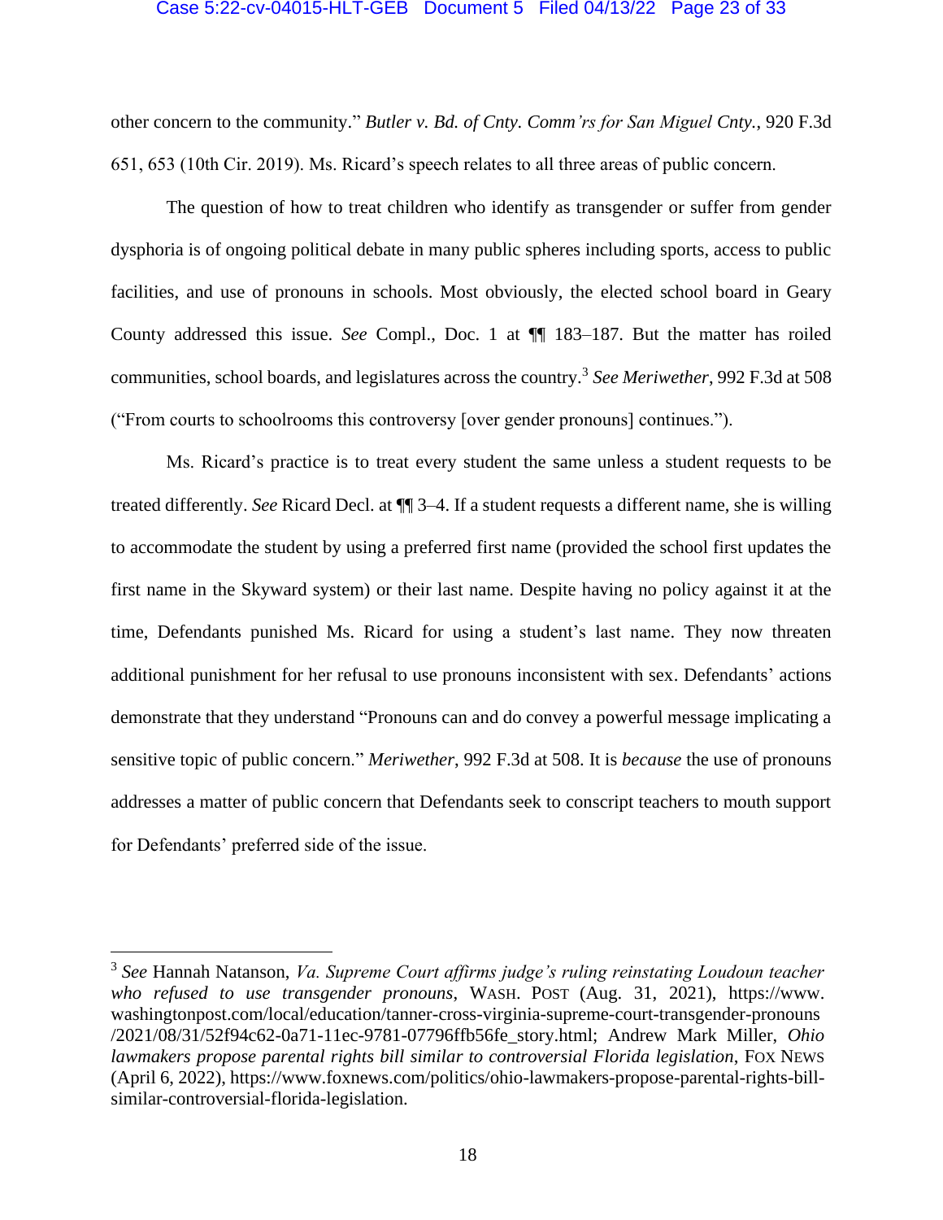other concern to the community." *Butler v. Bd. of Cnty. Comm'rs for San Miguel Cnty.*, 920 F.3d 651, 653 (10th Cir. 2019). Ms. Ricard's speech relates to all three areas of public concern.

The question of how to treat children who identify as transgender or suffer from gender dysphoria is of ongoing political debate in many public spheres including sports, access to public facilities, and use of pronouns in schools. Most obviously, the elected school board in Geary County addressed this issue. *See* Compl., Doc. 1 at ¶¶ 183–187. But the matter has roiled communities, school boards, and legislatures across the country.[3] *See Meriwether*, 992 F.3d at 508 ("From courts to schoolrooms this controversy [over gender pronouns] continues.").

Ms. Ricard's practice is to treat every student the same unless a student requests to be treated differently. *See* Ricard Decl. at ¶¶ 3–4. If a student requests a different name, she is willing to accommodate the student by using a preferred first name (provided the school first updates the first name in the Skyward system) or their last name. Despite having no policy against it at the time, Defendants punished Ms. Ricard for using a student's last name. They now threaten additional punishment for her refusal to use pronouns inconsistent with sex. Defendants' actions demonstrate that they understand "Pronouns can and do convey a powerful message implicating a sensitive topic of public concern." *Meriwether*, 992 F.3d at 508. It is *because* the use of pronouns addresses a matter of public concern that Defendants seek to conscript teachers to mouth support for Defendants' preferred side of the issue.

---

[3] *See* Hannah Natanson, *Va. Supreme Court affirms judge's ruling reinstating Loudoun teacher who refused to use transgender pronouns*, WASH. POST (Aug. 31, 2021), https://www.washingtonpost.com/local/education/tanner-cross-virginia-supreme-court-transgender-pronouns/2021/08/31/52f94c62-0a71-11ec-9781-07796ffb56fe_story.html; Andrew Mark Miller, *Ohio lawmakers propose parental rights bill similar to controversial Florida legislation*, FOX NEWS (April 6, 2022), https://www.foxnews.com/politics/ohio-lawmakers-propose-parental-rights-bill-similar-controversial-florida-legislation.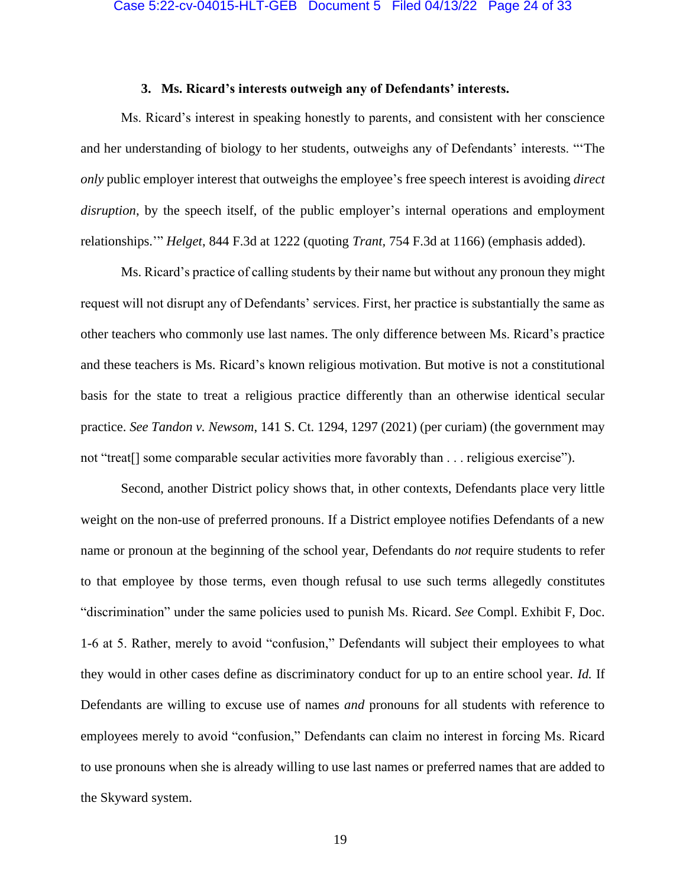### 3. Ms. Ricard's interests outweigh any of Defendants' interests.

Ms. Ricard's interest in speaking honestly to parents, and consistent with her conscience and her understanding of biology to her students, outweighs any of Defendants' interests. "'The *only* public employer interest that outweighs the employee's free speech interest is avoiding *direct disruption*, by the speech itself, of the public employer's internal operations and employment relationships.'" *Helget*, 844 F.3d at 1222 (quoting *Trant*, 754 F.3d at 1166) (emphasis added).

Ms. Ricard's practice of calling students by their name but without any pronoun they might request will not disrupt any of Defendants' services. First, her practice is substantially the same as other teachers who commonly use last names. The only difference between Ms. Ricard's practice and these teachers is Ms. Ricard's known religious motivation. But motive is not a constitutional basis for the state to treat a religious practice differently than an otherwise identical secular practice. *See Tandon v. Newsom*, 141 S. Ct. 1294, 1297 (2021) (per curiam) (the government may not "treat[] some comparable secular activities more favorably than . . . religious exercise").

Second, another District policy shows that, in other contexts, Defendants place very little weight on the non-use of preferred pronouns. If a District employee notifies Defendants of a new name or pronoun at the beginning of the school year, Defendants do *not* require students to refer to that employee by those terms, even though refusal to use such terms allegedly constitutes "discrimination" under the same policies used to punish Ms. Ricard. *See* Compl. Exhibit F, Doc. 1-6 at 5. Rather, merely to avoid "confusion," Defendants will subject their employees to what they would in other cases define as discriminatory conduct for up to an entire school year. *Id.* If Defendants are willing to excuse use of names *and* pronouns for all students with reference to employees merely to avoid "confusion," Defendants can claim no interest in forcing Ms. Ricard to use pronouns when she is already willing to use last names or preferred names that are added to the Skyward system.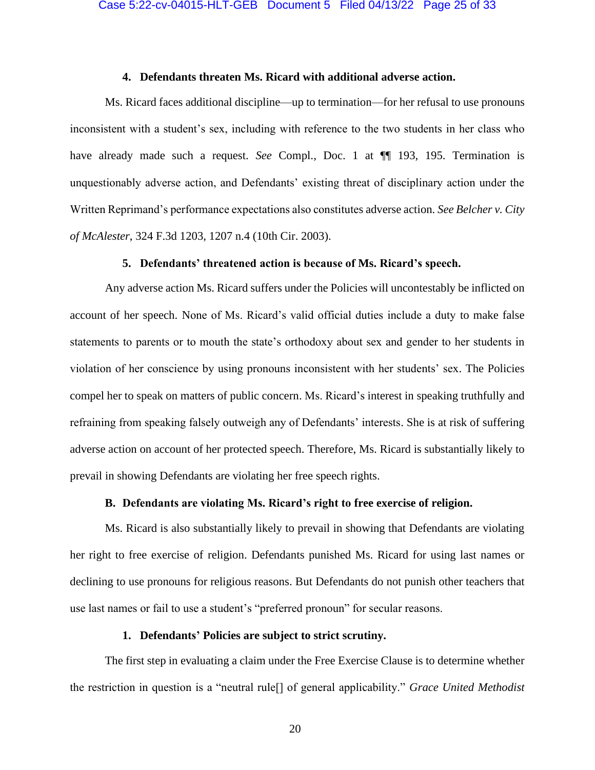#### 4. Defendants threaten Ms. Ricard with additional adverse action.

Ms. Ricard faces additional discipline—up to termination—for her refusal to use pronouns inconsistent with a student's sex, including with reference to the two students in her class who have already made such a request. *See* Compl., Doc. 1 at ¶¶ 193, 195. Termination is unquestionably adverse action, and Defendants' existing threat of disciplinary action under the Written Reprimand's performance expectations also constitutes adverse action. *See Belcher v. City of McAlester*, 324 F.3d 1203, 1207 n.4 (10th Cir. 2003).

#### 5. Defendants' threatened action is because of Ms. Ricard's speech.

Any adverse action Ms. Ricard suffers under the Policies will uncontestably be inflicted on account of her speech. None of Ms. Ricard's valid official duties include a duty to make false statements to parents or to mouth the state's orthodoxy about sex and gender to her students in violation of her conscience by using pronouns inconsistent with her students' sex. The Policies compel her to speak on matters of public concern. Ms. Ricard's interest in speaking truthfully and refraining from speaking falsely outweigh any of Defendants' interests. She is at risk of suffering adverse action on account of her protected speech. Therefore, Ms. Ricard is substantially likely to prevail in showing Defendants are violating her free speech rights.

### B. Defendants are violating Ms. Ricard's right to free exercise of religion.

Ms. Ricard is also substantially likely to prevail in showing that Defendants are violating her right to free exercise of religion. Defendants punished Ms. Ricard for using last names or declining to use pronouns for religious reasons. But Defendants do not punish other teachers that use last names or fail to use a student's "preferred pronoun" for secular reasons.

#### 1. Defendants' Policies are subject to strict scrutiny.

The first step in evaluating a claim under the Free Exercise Clause is to determine whether the restriction in question is a "neutral rule[] of general applicability." *Grace United Methodist*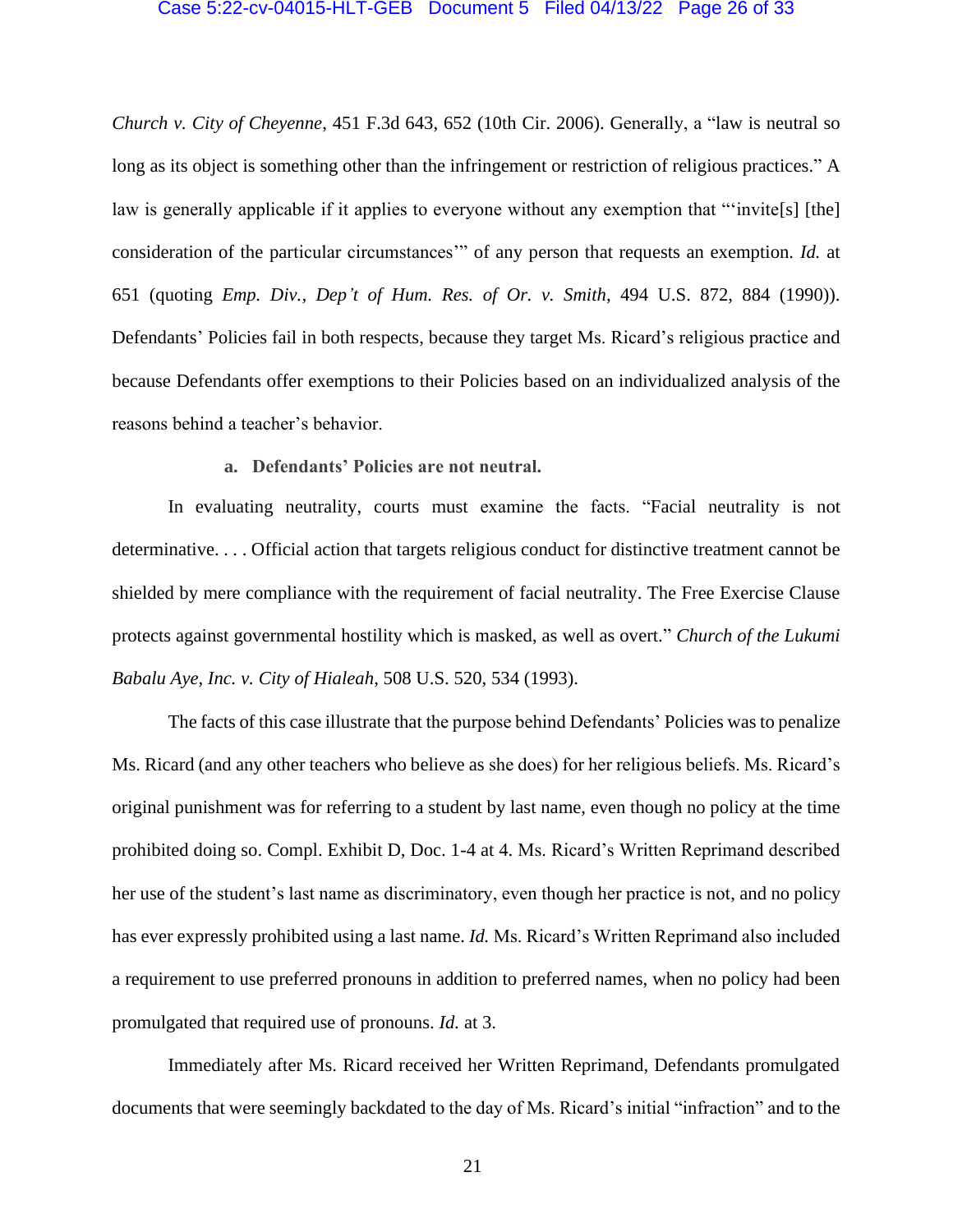*Church v. City of Cheyenne*, 451 F.3d 643, 652 (10th Cir. 2006). Generally, a "law is neutral so long as its object is something other than the infringement or restriction of religious practices." A law is generally applicable if it applies to everyone without any exemption that "'invite[s] [the] consideration of the particular circumstances'" of any person that requests an exemption. *Id.* at 651 (quoting *Emp. Div., Dep't of Hum. Res. of Or. v. Smith*, 494 U.S. 872, 884 (1990)). Defendants' Policies fail in both respects, because they target Ms. Ricard's religious practice and because Defendants offer exemptions to their Policies based on an individualized analysis of the reasons behind a teacher's behavior.

**a. Defendants' Policies are not neutral.**

In evaluating neutrality, courts must examine the facts. "Facial neutrality is not determinative. . . . Official action that targets religious conduct for distinctive treatment cannot be shielded by mere compliance with the requirement of facial neutrality. The Free Exercise Clause protects against governmental hostility which is masked, as well as overt." *Church of the Lukumi Babalu Aye, Inc. v. City of Hialeah*, 508 U.S. 520, 534 (1993).

The facts of this case illustrate that the purpose behind Defendants' Policies was to penalize Ms. Ricard (and any other teachers who believe as she does) for her religious beliefs. Ms. Ricard's original punishment was for referring to a student by last name, even though no policy at the time prohibited doing so. Compl. Exhibit D, Doc. 1-4 at 4. Ms. Ricard's Written Reprimand described her use of the student's last name as discriminatory, even though her practice is not, and no policy has ever expressly prohibited using a last name. *Id.* Ms. Ricard's Written Reprimand also included a requirement to use preferred pronouns in addition to preferred names, when no policy had been promulgated that required use of pronouns. *Id.* at 3.

Immediately after Ms. Ricard received her Written Reprimand, Defendants promulgated documents that were seemingly backdated to the day of Ms. Ricard's initial "infraction" and to the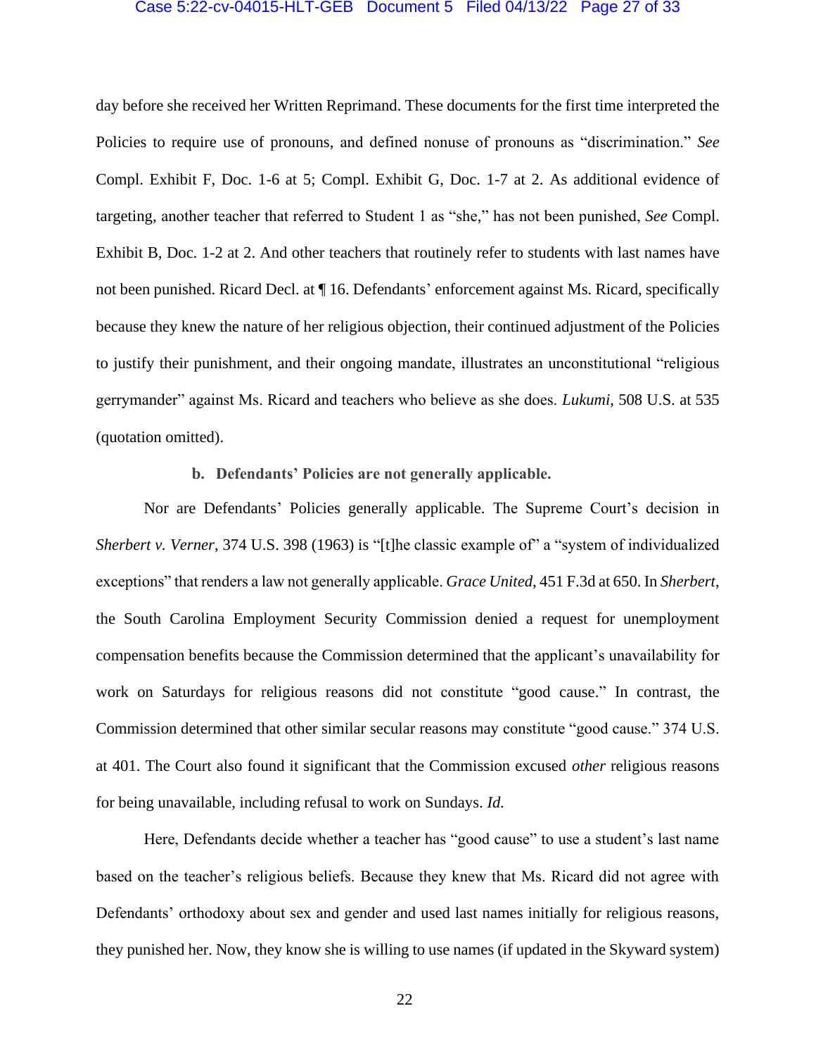day before she received her Written Reprimand. These documents for the first time interpreted the Policies to require use of pronouns, and defined nonuse of pronouns as "discrimination." *See* Compl. Exhibit F, Doc. 1-6 at 5; Compl. Exhibit G, Doc. 1-7 at 2. As additional evidence of targeting, another teacher that referred to Student 1 as "she," has not been punished, *See* Compl. Exhibit B, Doc. 1-2 at 2. And other teachers that routinely refer to students with last names have not been punished. Ricard Decl. at ¶ 16. Defendants' enforcement against Ms. Ricard, specifically because they knew the nature of her religious objection, their continued adjustment of the Policies to justify their punishment, and their ongoing mandate, illustrates an unconstitutional "religious gerrymander" against Ms. Ricard and teachers who believe as she does. *Lukumi*, 508 U.S. at 535 (quotation omitted).

**b. Defendants' Policies are not generally applicable.**

Nor are Defendants' Policies generally applicable. The Supreme Court's decision in *Sherbert v. Verner*, 374 U.S. 398 (1963) is "[t]he classic example of" a "system of individualized exceptions" that renders a law not generally applicable. *Grace United*, 451 F.3d at 650. In *Sherbert*, the South Carolina Employment Security Commission denied a request for unemployment compensation benefits because the Commission determined that the applicant's unavailability for work on Saturdays for religious reasons did not constitute "good cause." In contrast, the Commission determined that other similar secular reasons may constitute "good cause." 374 U.S. at 401. The Court also found it significant that the Commission excused *other* religious reasons for being unavailable, including refusal to work on Sundays. *Id.*

Here, Defendants decide whether a teacher has "good cause" to use a student's last name based on the teacher's religious beliefs. Because they knew that Ms. Ricard did not agree with Defendants' orthodoxy about sex and gender and used last names initially for religious reasons, they punished her. Now, they know she is willing to use names (if updated in the Skyward system)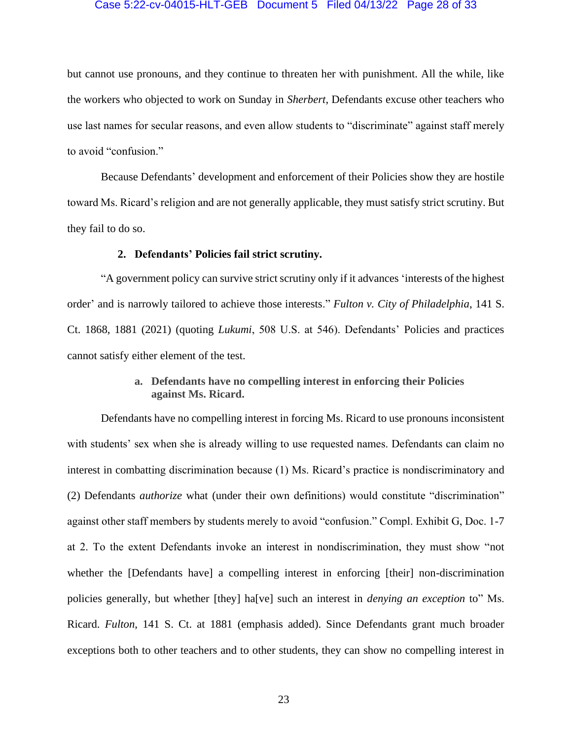but cannot use pronouns, and they continue to threaten her with punishment. All the while, like the workers who objected to work on Sunday in *Sherbert*, Defendants excuse other teachers who use last names for secular reasons, and even allow students to "discriminate" against staff merely to avoid "confusion."

Because Defendants' development and enforcement of their Policies show they are hostile toward Ms. Ricard's religion and are not generally applicable, they must satisfy strict scrutiny. But they fail to do so.

### 2. Defendants' Policies fail strict scrutiny.

"A government policy can survive strict scrutiny only if it advances 'interests of the highest order' and is narrowly tailored to achieve those interests." *Fulton v. City of Philadelphia*, 141 S. Ct. 1868, 1881 (2021) (quoting *Lukumi*, 508 U.S. at 546). Defendants' Policies and practices cannot satisfy either element of the test.

#### a. Defendants have no compelling interest in enforcing their Policies against Ms. Ricard.

Defendants have no compelling interest in forcing Ms. Ricard to use pronouns inconsistent with students' sex when she is already willing to use requested names. Defendants can claim no interest in combatting discrimination because (1) Ms. Ricard's practice is nondiscriminatory and (2) Defendants *authorize* what (under their own definitions) would constitute "discrimination" against other staff members by students merely to avoid "confusion." Compl. Exhibit G, Doc. 1-7 at 2. To the extent Defendants invoke an interest in nondiscrimination, they must show "not whether the [Defendants have] a compelling interest in enforcing [their] non-discrimination policies generally, but whether [they] ha[ve] such an interest in *denying an exception* to" Ms. Ricard. *Fulton*, 141 S. Ct. at 1881 (emphasis added). Since Defendants grant much broader exceptions both to other teachers and to other students, they can show no compelling interest in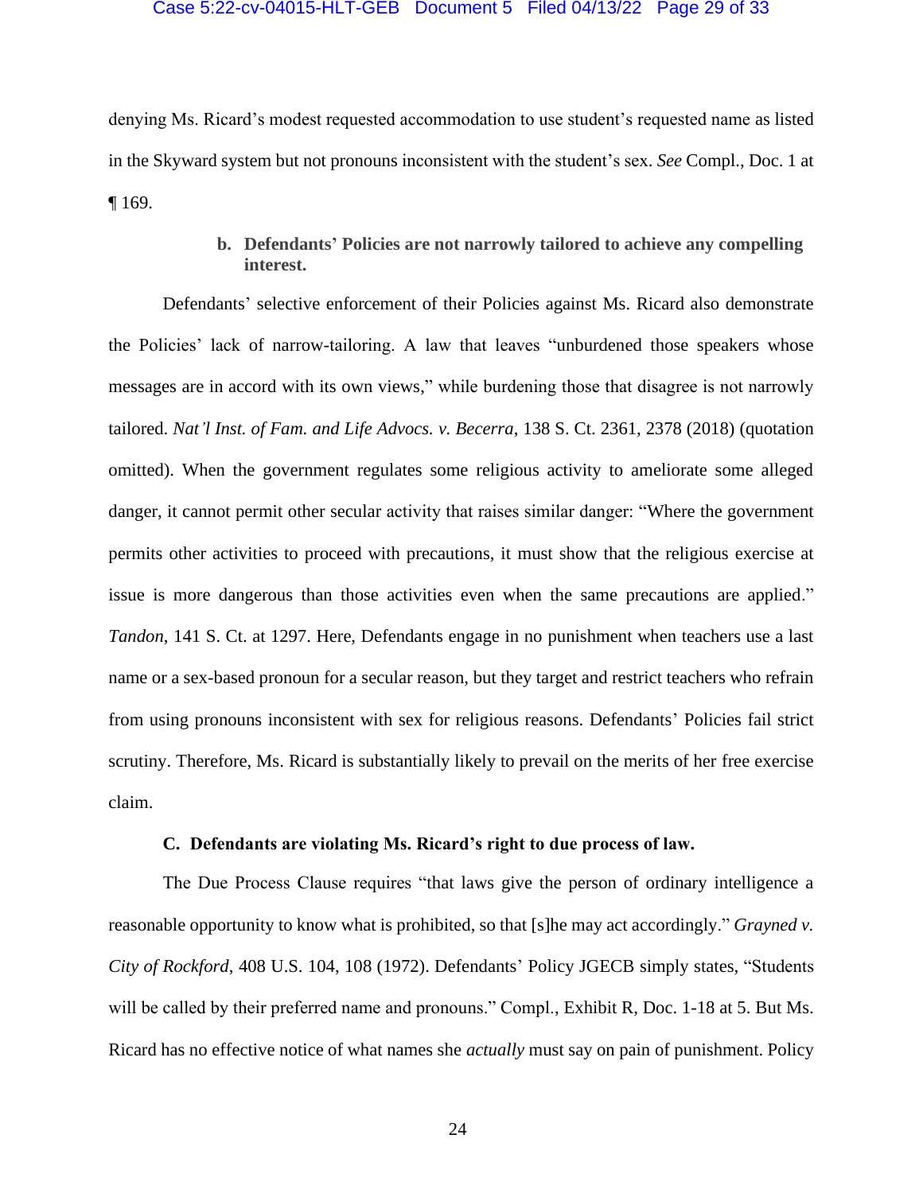denying Ms. Ricard's modest requested accommodation to use student's requested name as listed in the Skyward system but not pronouns inconsistent with the student's sex. *See* Compl., Doc. 1 at ¶ 169.

**b. Defendants' Policies are not narrowly tailored to achieve any compelling interest.**

Defendants' selective enforcement of their Policies against Ms. Ricard also demonstrate the Policies' lack of narrow-tailoring. A law that leaves "unburdened those speakers whose messages are in accord with its own views," while burdening those that disagree is not narrowly tailored. *Nat'l Inst. of Fam. and Life Advocs. v. Becerra*, 138 S. Ct. 2361, 2378 (2018) (quotation omitted). When the government regulates some religious activity to ameliorate some alleged danger, it cannot permit other secular activity that raises similar danger: "Where the government permits other activities to proceed with precautions, it must show that the religious exercise at issue is more dangerous than those activities even when the same precautions are applied." *Tandon*, 141 S. Ct. at 1297. Here, Defendants engage in no punishment when teachers use a last name or a sex-based pronoun for a secular reason, but they target and restrict teachers who refrain from using pronouns inconsistent with sex for religious reasons. Defendants' Policies fail strict scrutiny. Therefore, Ms. Ricard is substantially likely to prevail on the merits of her free exercise claim.

**C. Defendants are violating Ms. Ricard's right to due process of law.**

The Due Process Clause requires "that laws give the person of ordinary intelligence a reasonable opportunity to know what is prohibited, so that [s]he may act accordingly." *Grayned v. City of Rockford*, 408 U.S. 104, 108 (1972). Defendants' Policy JGECB simply states, "Students will be called by their preferred name and pronouns." Compl., Exhibit R, Doc. 1-18 at 5. But Ms. Ricard has no effective notice of what names she *actually* must say on pain of punishment. Policy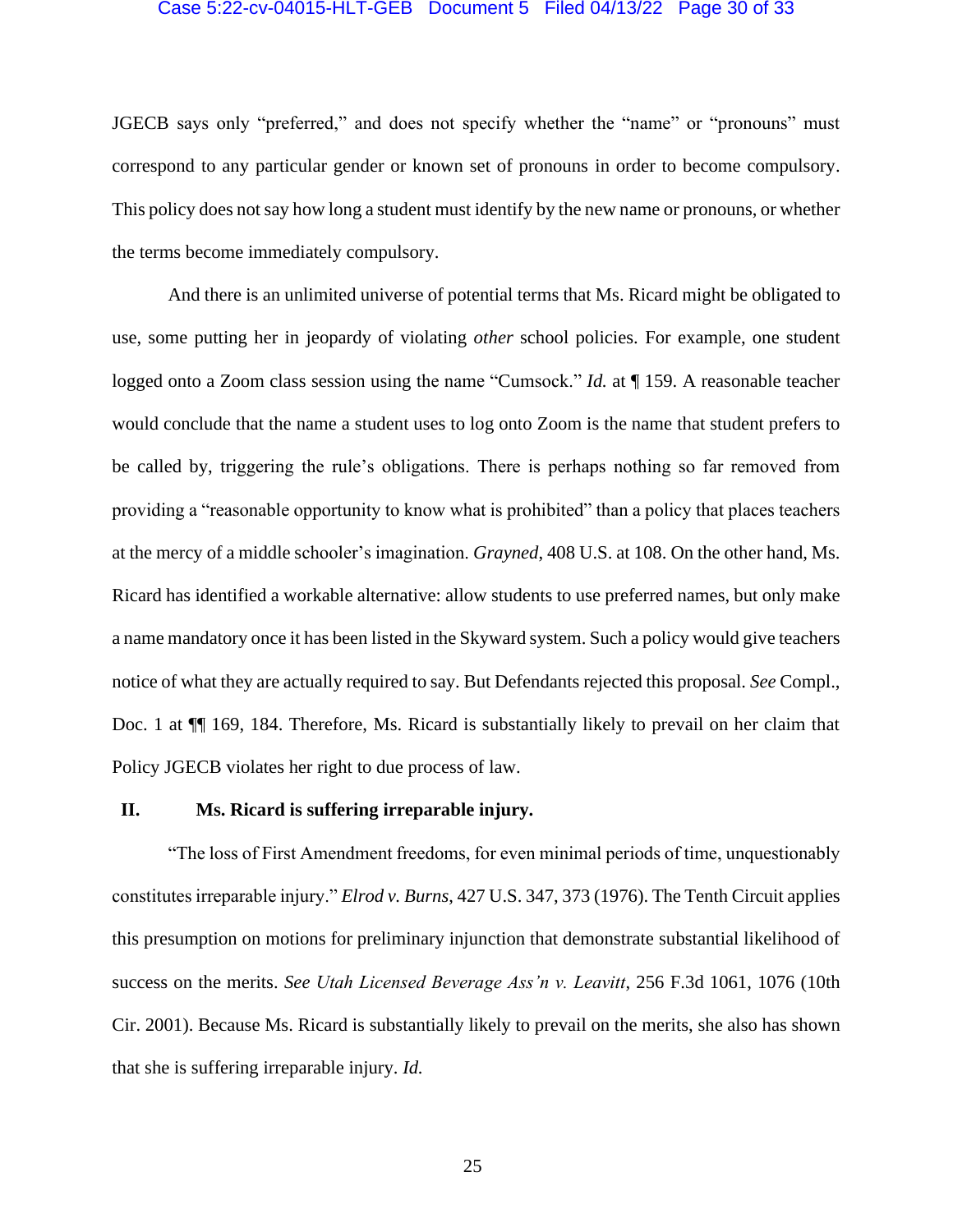JGECB says only "preferred," and does not specify whether the "name" or "pronouns" must correspond to any particular gender or known set of pronouns in order to become compulsory. This policy does not say how long a student must identify by the new name or pronouns, or whether the terms become immediately compulsory.

And there is an unlimited universe of potential terms that Ms. Ricard might be obligated to use, some putting her in jeopardy of violating *other* school policies. For example, one student logged onto a Zoom class session using the name "Cumsock." *Id.* at ¶ 159. A reasonable teacher would conclude that the name a student uses to log onto Zoom is the name that student prefers to be called by, triggering the rule's obligations. There is perhaps nothing so far removed from providing a "reasonable opportunity to know what is prohibited" than a policy that places teachers at the mercy of a middle schooler's imagination. *Grayned*, 408 U.S. at 108. On the other hand, Ms. Ricard has identified a workable alternative: allow students to use preferred names, but only make a name mandatory once it has been listed in the Skyward system. Such a policy would give teachers notice of what they are actually required to say. But Defendants rejected this proposal. *See* Compl., Doc. 1 at ¶¶ 169, 184. Therefore, Ms. Ricard is substantially likely to prevail on her claim that Policy JGECB violates her right to due process of law.

## II. Ms. Ricard is suffering irreparable injury.

"The loss of First Amendment freedoms, for even minimal periods of time, unquestionably constitutes irreparable injury." *Elrod v. Burns*, 427 U.S. 347, 373 (1976). The Tenth Circuit applies this presumption on motions for preliminary injunction that demonstrate substantial likelihood of success on the merits. *See Utah Licensed Beverage Ass'n v. Leavitt*, 256 F.3d 1061, 1076 (10th Cir. 2001). Because Ms. Ricard is substantially likely to prevail on the merits, she also has shown that she is suffering irreparable injury. *Id.*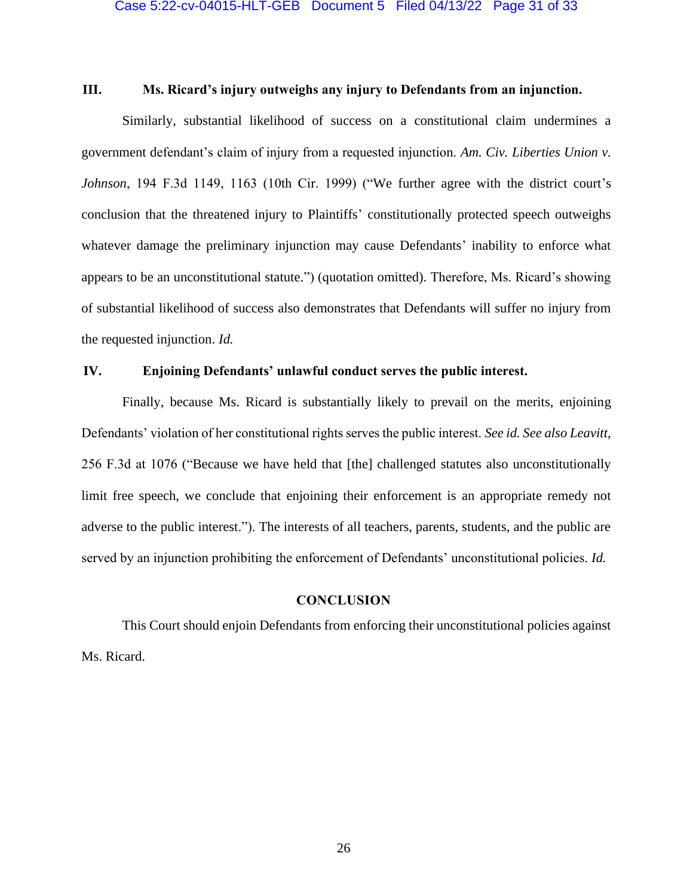### III. Ms. Ricard's injury outweighs any injury to Defendants from an injunction.

Similarly, substantial likelihood of success on a constitutional claim undermines a government defendant's claim of injury from a requested injunction. *Am. Civ. Liberties Union v. Johnson*, 194 F.3d 1149, 1163 (10th Cir. 1999) ("We further agree with the district court's conclusion that the threatened injury to Plaintiffs' constitutionally protected speech outweighs whatever damage the preliminary injunction may cause Defendants' inability to enforce what appears to be an unconstitutional statute.") (quotation omitted). Therefore, Ms. Ricard's showing of substantial likelihood of success also demonstrates that Defendants will suffer no injury from the requested injunction. *Id.*

### IV. Enjoining Defendants' unlawful conduct serves the public interest.

Finally, because Ms. Ricard is substantially likely to prevail on the merits, enjoining Defendants' violation of her constitutional rights serves the public interest. *See id. See also Leavitt*, 256 F.3d at 1076 ("Because we have held that [the] challenged statutes also unconstitutionally limit free speech, we conclude that enjoining their enforcement is an appropriate remedy not adverse to the public interest."). The interests of all teachers, parents, students, and the public are served by an injunction prohibiting the enforcement of Defendants' unconstitutional policies. *Id.*

## CONCLUSION

This Court should enjoin Defendants from enforcing their unconstitutional policies against Ms. Ricard.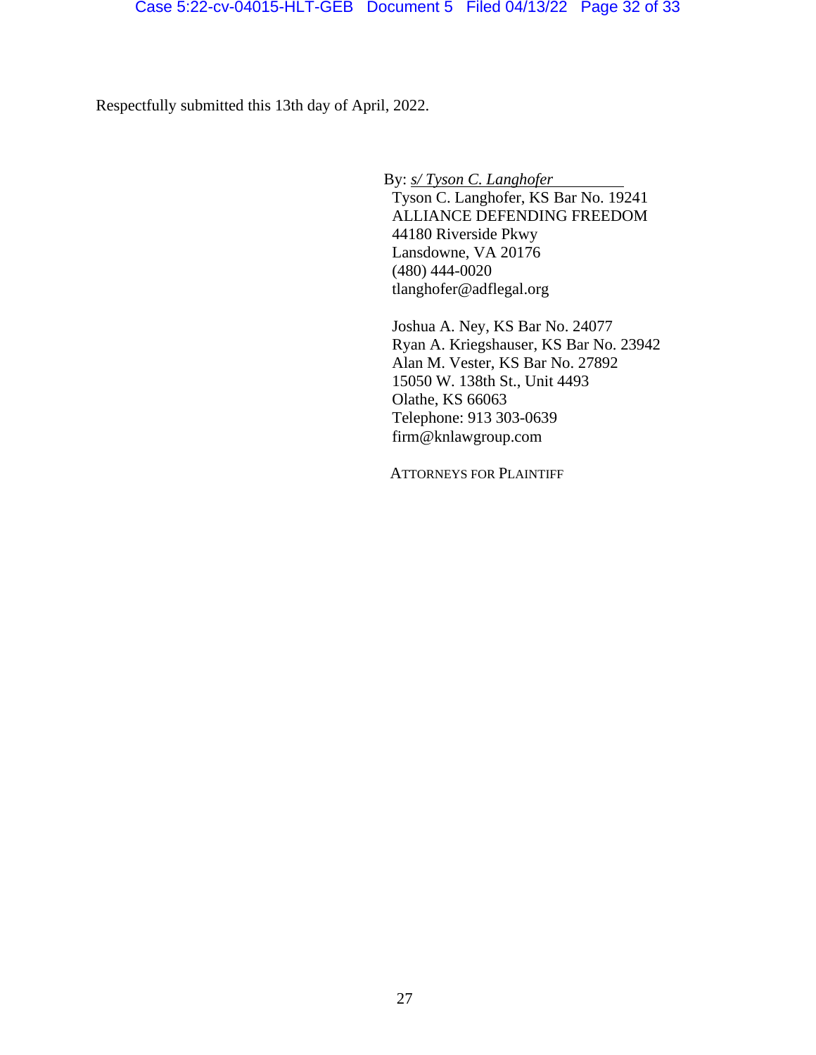Respectfully submitted this 13th day of April, 2022.

By: *s/ Tyson C. Langhofer*
Tyson C. Langhofer, KS Bar No. 19241
ALLIANCE DEFENDING FREEDOM
44180 Riverside Pkwy
Lansdowne, VA 20176
(480) 444-0020
tlanghofer@adflegal.org

Joshua A. Ney, KS Bar No. 24077
Ryan A. Kriegshauser, KS Bar No. 23942
Alan M. Vester, KS Bar No. 27892
15050 W. 138th St., Unit 4493
Olathe, KS 66063
Telephone: 913 303-0639
firm@knlawgroup.com

ATTORNEYS FOR PLAINTIFF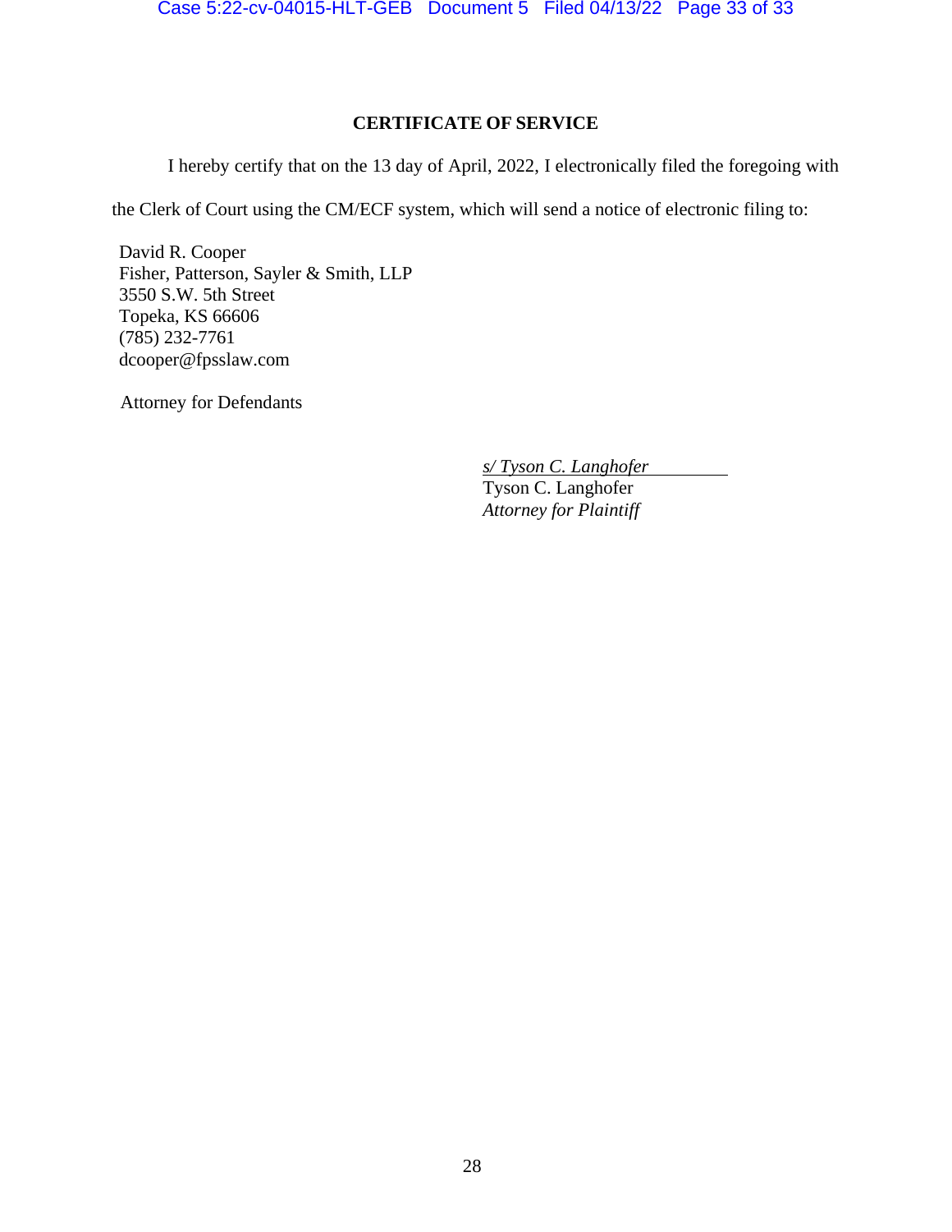## CERTIFICATE OF SERVICE

I hereby certify that on the 13 day of April, 2022, I electronically filed the foregoing with the Clerk of Court using the CM/ECF system, which will send a notice of electronic filing to:

David R. Cooper
Fisher, Patterson, Sayler & Smith, LLP
3550 S.W. 5th Street
Topeka, KS 66606
(785) 232-7761
dcooper@fpsslaw.com

Attorney for Defendants

*s/ Tyson C. Langhofer*
Tyson C. Langhofer
*Attorney for Plaintiff*